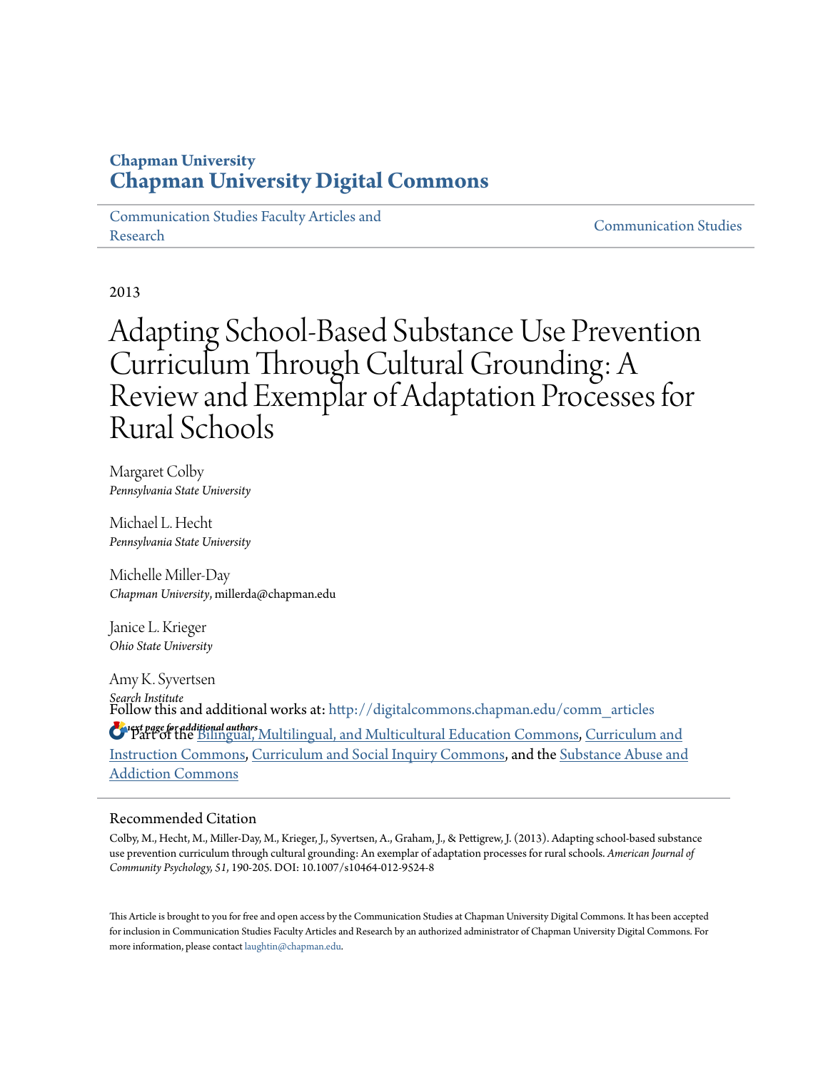**Chapman University**
**Chapman University Digital Commons**

Communication Studies Faculty Articles and Research | Communication Studies

2013

# Adapting School-Based Substance Use Prevention Curriculum Through Cultural Grounding: A Review and Exemplar of Adaptation Processes for Rural Schools

Margaret Colby
*Pennsylvania State University*

Michael L. Hecht
*Pennsylvania State University*

Michelle Miller-Day
*Chapman University*, millerda@chapman.edu

Janice L. Krieger
*Ohio State University*

Amy K. Syvertsen
*Search Institute*

*See next page for additional authors*

Follow this and additional works at: http://digitalcommons.chapman.edu/comm_articles

Part of the Bilingual, Multilingual, and Multicultural Education Commons, Curriculum and Instruction Commons, Curriculum and Social Inquiry Commons, and the Substance Abuse and Addiction Commons

## Recommended Citation

Colby, M., Hecht, M., Miller-Day, M., Krieger, J., Syvertsen, A., Graham, J., & Pettigrew, J. (2013). Adapting school-based substance use prevention curriculum through cultural grounding: An exemplar of adaptation processes for rural schools. *American Journal of Community Psychology, 51*, 190-205. DOI: 10.1007/s10464-012-9524-8

This Article is brought to you for free and open access by the Communication Studies at Chapman University Digital Commons. It has been accepted for inclusion in Communication Studies Faculty Articles and Research by an authorized administrator of Chapman University Digital Commons. For more information, please contact laughtin@chapman.edu.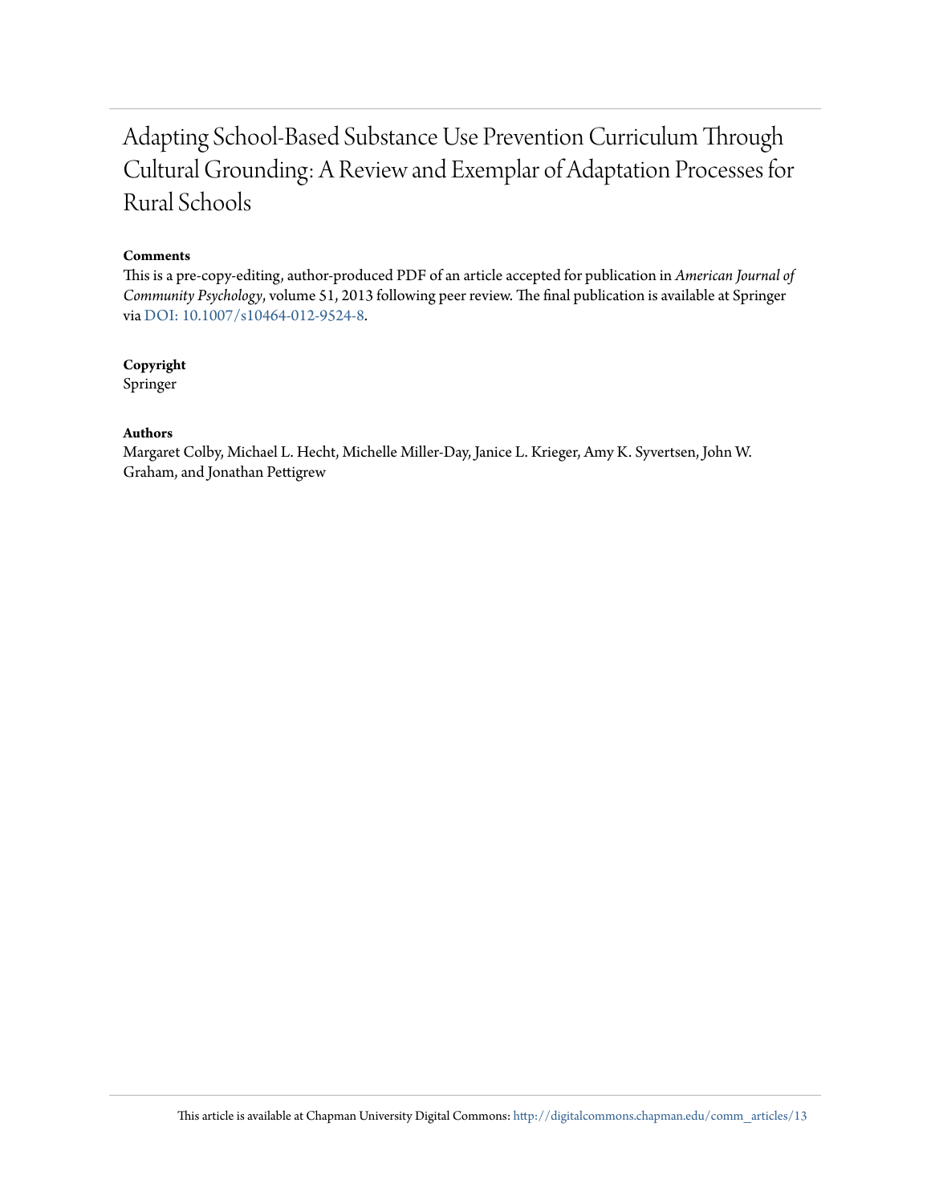# Adapting School-Based Substance Use Prevention Curriculum Through Cultural Grounding: A Review and Exemplar of Adaptation Processes for Rural Schools

**Comments**

This is a pre-copy-editing, author-produced PDF of an article accepted for publication in *American Journal of Community Psychology*, volume 51, 2013 following peer review. The final publication is available at Springer via DOI: 10.1007/s10464-012-9524-8.

**Copyright**

Springer

**Authors**

Margaret Colby, Michael L. Hecht, Michelle Miller-Day, Janice L. Krieger, Amy K. Syvertsen, John W. Graham, and Jonathan Pettigrew

This article is available at Chapman University Digital Commons: http://digitalcommons.chapman.edu/comm_articles/13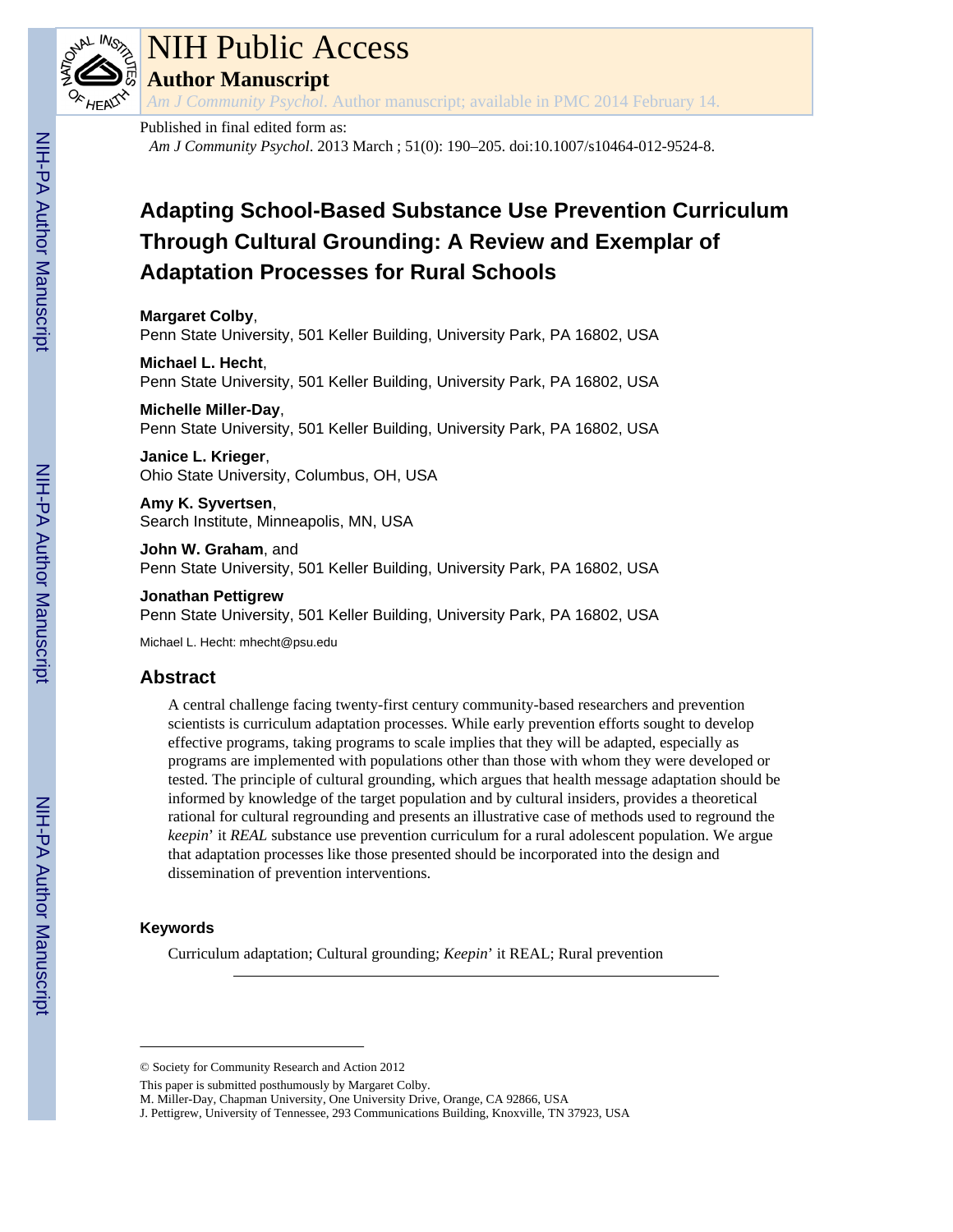# NIH Public Access

## Author Manuscript

*Am J Community Psychol*. Author manuscript; available in PMC 2014 February 14.

Published in final edited form as:

*Am J Community Psychol*. 2013 March ; 51(0): 190–205. doi:10.1007/s10464-012-9524-8.

# Adapting School-Based Substance Use Prevention Curriculum Through Cultural Grounding: A Review and Exemplar of Adaptation Processes for Rural Schools

**Margaret Colby**,
Penn State University, 501 Keller Building, University Park, PA 16802, USA

**Michael L. Hecht**,
Penn State University, 501 Keller Building, University Park, PA 16802, USA

**Michelle Miller-Day**,
Penn State University, 501 Keller Building, University Park, PA 16802, USA

**Janice L. Krieger**,
Ohio State University, Columbus, OH, USA

**Amy K. Syvertsen**,
Search Institute, Minneapolis, MN, USA

**John W. Graham**, and
Penn State University, 501 Keller Building, University Park, PA 16802, USA

**Jonathan Pettigrew**
Penn State University, 501 Keller Building, University Park, PA 16802, USA

Michael L. Hecht: mhecht@psu.edu

## Abstract

A central challenge facing twenty-first century community-based researchers and prevention scientists is curriculum adaptation processes. While early prevention efforts sought to develop effective programs, taking programs to scale implies that they will be adapted, especially as programs are implemented with populations other than those with whom they were developed or tested. The principle of cultural grounding, which argues that health message adaptation should be informed by knowledge of the target population and by cultural insiders, provides a theoretical rational for cultural regrounding and presents an illustrative case of methods used to reground the *keepin*' it *REAL* substance use prevention curriculum for a rural adolescent population. We argue that adaptation processes like those presented should be incorporated into the design and dissemination of prevention interventions.

### Keywords

Curriculum adaptation; Cultural grounding; *Keepin*' it REAL; Rural prevention

---

© Society for Community Research and Action 2012

This paper is submitted posthumously by Margaret Colby.

M. Miller-Day, Chapman University, One University Drive, Orange, CA 92866, USA

J. Pettigrew, University of Tennessee, 293 Communications Building, Knoxville, TN 37923, USA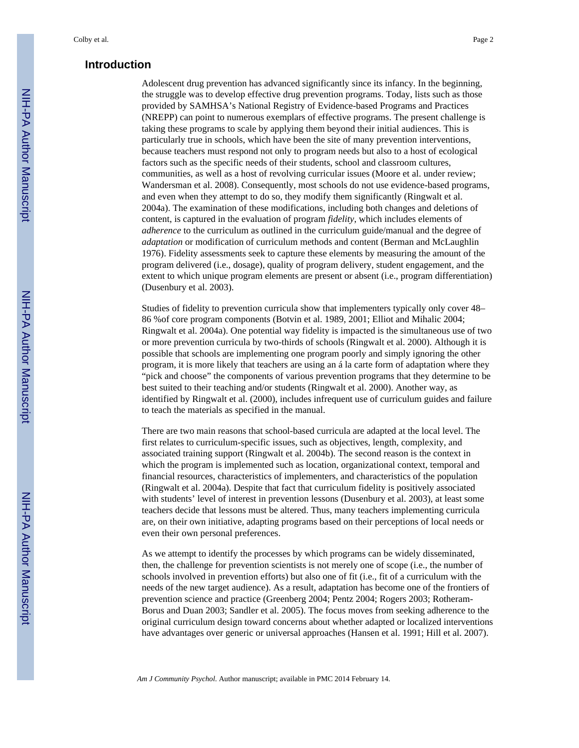## Introduction

Adolescent drug prevention has advanced significantly since its infancy. In the beginning, the struggle was to develop effective drug prevention programs. Today, lists such as those provided by SAMHSA's National Registry of Evidence-based Programs and Practices (NREPP) can point to numerous exemplars of effective programs. The present challenge is taking these programs to scale by applying them beyond their initial audiences. This is particularly true in schools, which have been the site of many prevention interventions, because teachers must respond not only to program needs but also to a host of ecological factors such as the specific needs of their students, school and classroom cultures, communities, as well as a host of revolving curricular issues (Moore et al. under review; Wandersman et al. 2008). Consequently, most schools do not use evidence-based programs, and even when they attempt to do so, they modify them significantly (Ringwalt et al. 2004a). The examination of these modifications, including both changes and deletions of content, is captured in the evaluation of program *fidelity*, which includes elements of *adherence* to the curriculum as outlined in the curriculum guide/manual and the degree of *adaptation* or modification of curriculum methods and content (Berman and McLaughlin 1976). Fidelity assessments seek to capture these elements by measuring the amount of the program delivered (i.e., dosage), quality of program delivery, student engagement, and the extent to which unique program elements are present or absent (i.e., program differentiation) (Dusenbury et al. 2003).

Studies of fidelity to prevention curricula show that implementers typically only cover 48–86 %of core program components (Botvin et al. 1989, 2001; Elliot and Mihalic 2004; Ringwalt et al. 2004a). One potential way fidelity is impacted is the simultaneous use of two or more prevention curricula by two-thirds of schools (Ringwalt et al. 2000). Although it is possible that schools are implementing one program poorly and simply ignoring the other program, it is more likely that teachers are using an á la carte form of adaptation where they "pick and choose" the components of various prevention programs that they determine to be best suited to their teaching and/or students (Ringwalt et al. 2000). Another way, as identified by Ringwalt et al. (2000), includes infrequent use of curriculum guides and failure to teach the materials as specified in the manual.

There are two main reasons that school-based curricula are adapted at the local level. The first relates to curriculum-specific issues, such as objectives, length, complexity, and associated training support (Ringwalt et al. 2004b). The second reason is the context in which the program is implemented such as location, organizational context, temporal and financial resources, characteristics of implementers, and characteristics of the population (Ringwalt et al. 2004a). Despite that fact that curriculum fidelity is positively associated with students' level of interest in prevention lessons (Dusenbury et al. 2003), at least some teachers decide that lessons must be altered. Thus, many teachers implementing curricula are, on their own initiative, adapting programs based on their perceptions of local needs or even their own personal preferences.

As we attempt to identify the processes by which programs can be widely disseminated, then, the challenge for prevention scientists is not merely one of scope (i.e., the number of schools involved in prevention efforts) but also one of fit (i.e., fit of a curriculum with the needs of the new target audience). As a result, adaptation has become one of the frontiers of prevention science and practice (Greenberg 2004; Pentz 2004; Rogers 2003; Rotheram-Borus and Duan 2003; Sandler et al. 2005). The focus moves from seeking adherence to the original curriculum design toward concerns about whether adapted or localized interventions have advantages over generic or universal approaches (Hansen et al. 1991; Hill et al. 2007).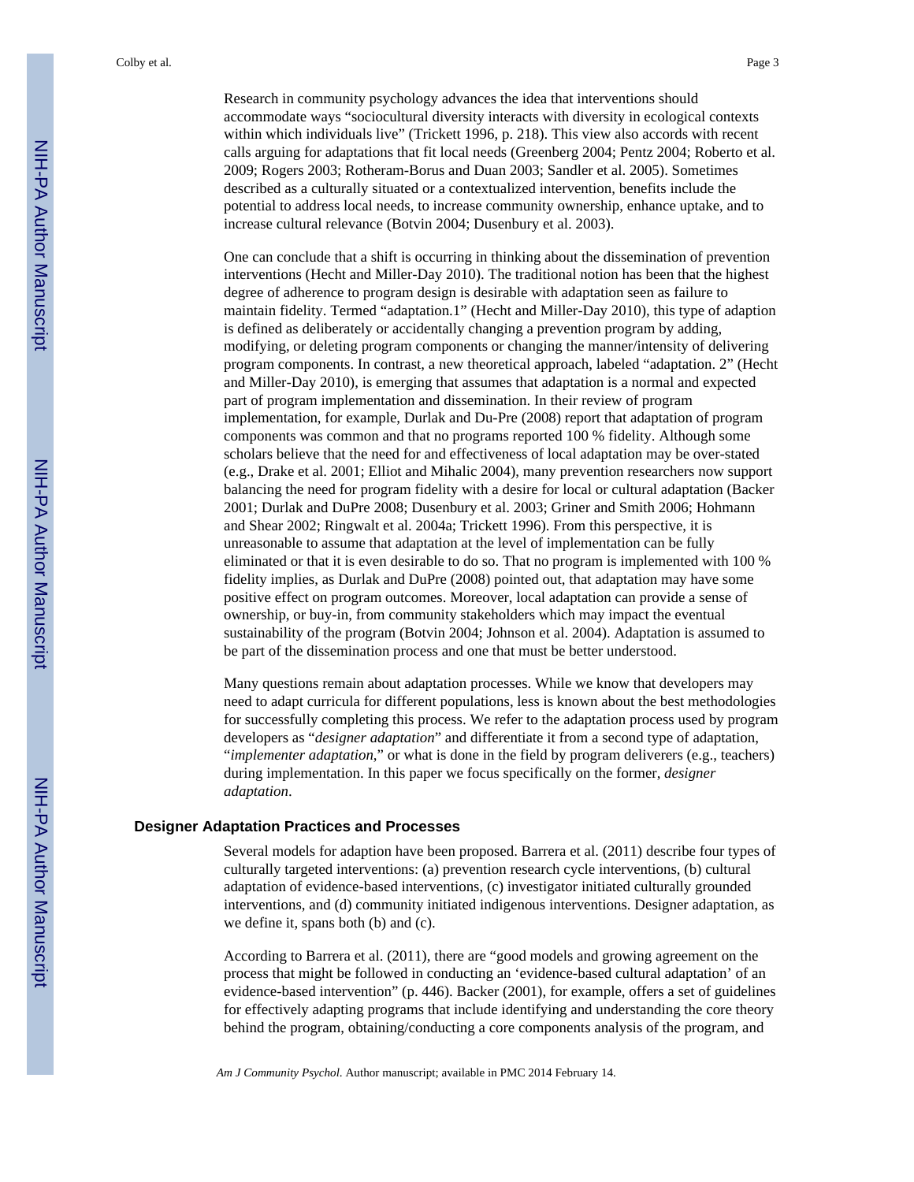Research in community psychology advances the idea that interventions should accommodate ways "sociocultural diversity interacts with diversity in ecological contexts within which individuals live" (Trickett 1996, p. 218). This view also accords with recent calls arguing for adaptations that fit local needs (Greenberg 2004; Pentz 2004; Roberto et al. 2009; Rogers 2003; Rotheram-Borus and Duan 2003; Sandler et al. 2005). Sometimes described as a culturally situated or a contextualized intervention, benefits include the potential to address local needs, to increase community ownership, enhance uptake, and to increase cultural relevance (Botvin 2004; Dusenbury et al. 2003).

One can conclude that a shift is occurring in thinking about the dissemination of prevention interventions (Hecht and Miller-Day 2010). The traditional notion has been that the highest degree of adherence to program design is desirable with adaptation seen as failure to maintain fidelity. Termed "adaptation.1" (Hecht and Miller-Day 2010), this type of adaption is defined as deliberately or accidentally changing a prevention program by adding, modifying, or deleting program components or changing the manner/intensity of delivering program components. In contrast, a new theoretical approach, labeled "adaptation. 2" (Hecht and Miller-Day 2010), is emerging that assumes that adaptation is a normal and expected part of program implementation and dissemination. In their review of program implementation, for example, Durlak and Du-Pre (2008) report that adaptation of program components was common and that no programs reported 100 % fidelity. Although some scholars believe that the need for and effectiveness of local adaptation may be over-stated (e.g., Drake et al. 2001; Elliot and Mihalic 2004), many prevention researchers now support balancing the need for program fidelity with a desire for local or cultural adaptation (Backer 2001; Durlak and DuPre 2008; Dusenbury et al. 2003; Griner and Smith 2006; Hohmann and Shear 2002; Ringwalt et al. 2004a; Trickett 1996). From this perspective, it is unreasonable to assume that adaptation at the level of implementation can be fully eliminated or that it is even desirable to do so. That no program is implemented with 100 % fidelity implies, as Durlak and DuPre (2008) pointed out, that adaptation may have some positive effect on program outcomes. Moreover, local adaptation can provide a sense of ownership, or buy-in, from community stakeholders which may impact the eventual sustainability of the program (Botvin 2004; Johnson et al. 2004). Adaptation is assumed to be part of the dissemination process and one that must be better understood.

Many questions remain about adaptation processes. While we know that developers may need to adapt curricula for different populations, less is known about the best methodologies for successfully completing this process. We refer to the adaptation process used by program developers as "*designer adaptation*" and differentiate it from a second type of adaptation, "*implementer adaptation*," or what is done in the field by program deliverers (e.g., teachers) during implementation. In this paper we focus specifically on the former, *designer adaptation*.

## Designer Adaptation Practices and Processes

Several models for adaption have been proposed. Barrera et al. (2011) describe four types of culturally targeted interventions: (a) prevention research cycle interventions, (b) cultural adaptation of evidence-based interventions, (c) investigator initiated culturally grounded interventions, and (d) community initiated indigenous interventions. Designer adaptation, as we define it, spans both (b) and (c).

According to Barrera et al. (2011), there are "good models and growing agreement on the process that might be followed in conducting an 'evidence-based cultural adaptation' of an evidence-based intervention" (p. 446). Backer (2001), for example, offers a set of guidelines for effectively adapting programs that include identifying and understanding the core theory behind the program, obtaining/conducting a core components analysis of the program, and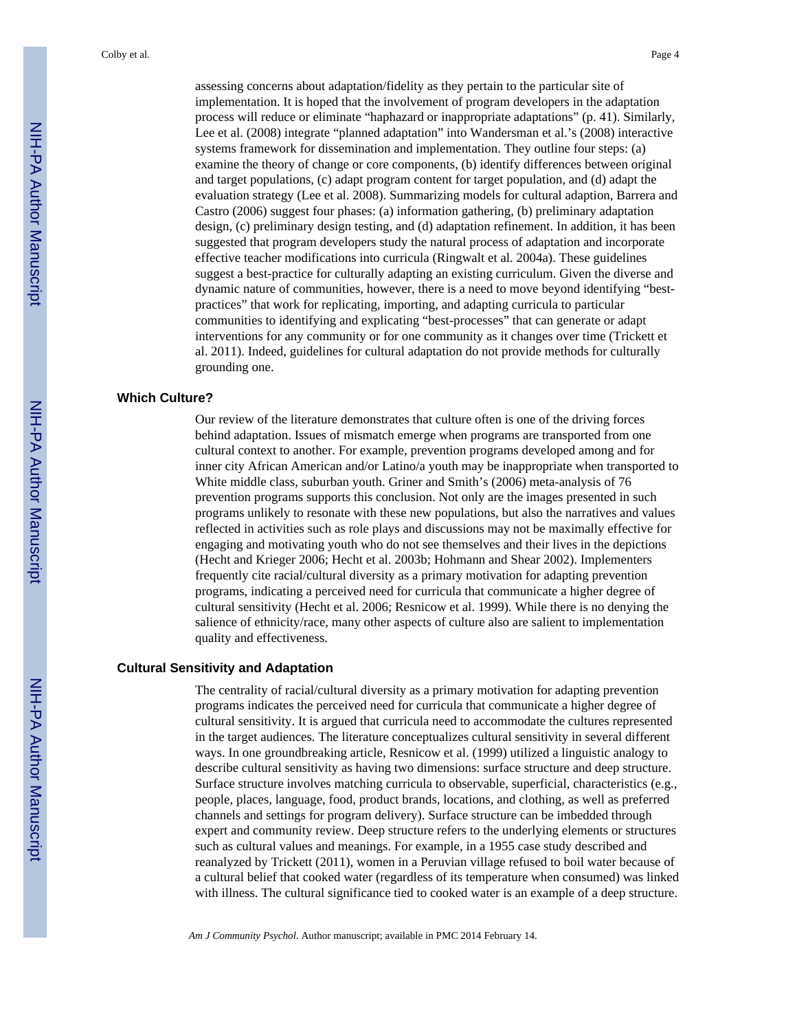assessing concerns about adaptation/fidelity as they pertain to the particular site of implementation. It is hoped that the involvement of program developers in the adaptation process will reduce or eliminate "haphazard or inappropriate adaptations" (p. 41). Similarly, Lee et al. (2008) integrate "planned adaptation" into Wandersman et al.'s (2008) interactive systems framework for dissemination and implementation. They outline four steps: (a) examine the theory of change or core components, (b) identify differences between original and target populations, (c) adapt program content for target population, and (d) adapt the evaluation strategy (Lee et al. 2008). Summarizing models for cultural adaption, Barrera and Castro (2006) suggest four phases: (a) information gathering, (b) preliminary adaptation design, (c) preliminary design testing, and (d) adaptation refinement. In addition, it has been suggested that program developers study the natural process of adaptation and incorporate effective teacher modifications into curricula (Ringwalt et al. 2004a). These guidelines suggest a best-practice for culturally adapting an existing curriculum. Given the diverse and dynamic nature of communities, however, there is a need to move beyond identifying "best-practices" that work for replicating, importing, and adapting curricula to particular communities to identifying and explicating "best-processes" that can generate or adapt interventions for any community or for one community as it changes over time (Trickett et al. 2011). Indeed, guidelines for cultural adaptation do not provide methods for culturally grounding one.

### Which Culture?

Our review of the literature demonstrates that culture often is one of the driving forces behind adaptation. Issues of mismatch emerge when programs are transported from one cultural context to another. For example, prevention programs developed among and for inner city African American and/or Latino/a youth may be inappropriate when transported to White middle class, suburban youth. Griner and Smith's (2006) meta-analysis of 76 prevention programs supports this conclusion. Not only are the images presented in such programs unlikely to resonate with these new populations, but also the narratives and values reflected in activities such as role plays and discussions may not be maximally effective for engaging and motivating youth who do not see themselves and their lives in the depictions (Hecht and Krieger 2006; Hecht et al. 2003b; Hohmann and Shear 2002). Implementers frequently cite racial/cultural diversity as a primary motivation for adapting prevention programs, indicating a perceived need for curricula that communicate a higher degree of cultural sensitivity (Hecht et al. 2006; Resnicow et al. 1999). While there is no denying the salience of ethnicity/race, many other aspects of culture also are salient to implementation quality and effectiveness.

### Cultural Sensitivity and Adaptation

The centrality of racial/cultural diversity as a primary motivation for adapting prevention programs indicates the perceived need for curricula that communicate a higher degree of cultural sensitivity. It is argued that curricula need to accommodate the cultures represented in the target audiences. The literature conceptualizes cultural sensitivity in several different ways. In one groundbreaking article, Resnicow et al. (1999) utilized a linguistic analogy to describe cultural sensitivity as having two dimensions: surface structure and deep structure. Surface structure involves matching curricula to observable, superficial, characteristics (e.g., people, places, language, food, product brands, locations, and clothing, as well as preferred channels and settings for program delivery). Surface structure can be imbedded through expert and community review. Deep structure refers to the underlying elements or structures such as cultural values and meanings. For example, in a 1955 case study described and reanalyzed by Trickett (2011), women in a Peruvian village refused to boil water because of a cultural belief that cooked water (regardless of its temperature when consumed) was linked with illness. The cultural significance tied to cooked water is an example of a deep structure.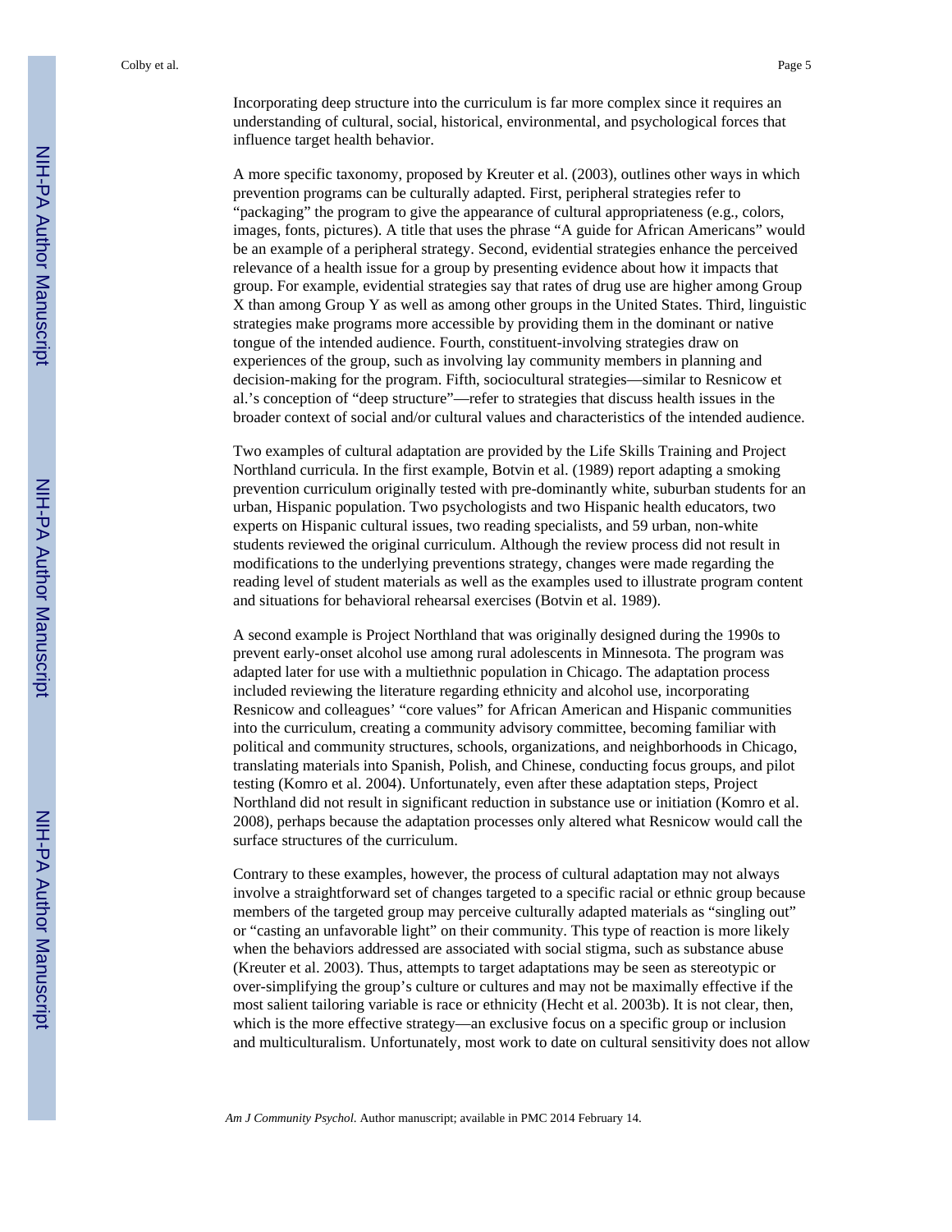Incorporating deep structure into the curriculum is far more complex since it requires an understanding of cultural, social, historical, environmental, and psychological forces that influence target health behavior.

A more specific taxonomy, proposed by Kreuter et al. (2003), outlines other ways in which prevention programs can be culturally adapted. First, peripheral strategies refer to "packaging" the program to give the appearance of cultural appropriateness (e.g., colors, images, fonts, pictures). A title that uses the phrase "A guide for African Americans" would be an example of a peripheral strategy. Second, evidential strategies enhance the perceived relevance of a health issue for a group by presenting evidence about how it impacts that group. For example, evidential strategies say that rates of drug use are higher among Group X than among Group Y as well as among other groups in the United States. Third, linguistic strategies make programs more accessible by providing them in the dominant or native tongue of the intended audience. Fourth, constituent-involving strategies draw on experiences of the group, such as involving lay community members in planning and decision-making for the program. Fifth, sociocultural strategies—similar to Resnicow et al.'s conception of "deep structure"—refer to strategies that discuss health issues in the broader context of social and/or cultural values and characteristics of the intended audience.

Two examples of cultural adaptation are provided by the Life Skills Training and Project Northland curricula. In the first example, Botvin et al. (1989) report adapting a smoking prevention curriculum originally tested with pre-dominantly white, suburban students for an urban, Hispanic population. Two psychologists and two Hispanic health educators, two experts on Hispanic cultural issues, two reading specialists, and 59 urban, non-white students reviewed the original curriculum. Although the review process did not result in modifications to the underlying preventions strategy, changes were made regarding the reading level of student materials as well as the examples used to illustrate program content and situations for behavioral rehearsal exercises (Botvin et al. 1989).

A second example is Project Northland that was originally designed during the 1990s to prevent early-onset alcohol use among rural adolescents in Minnesota. The program was adapted later for use with a multiethnic population in Chicago. The adaptation process included reviewing the literature regarding ethnicity and alcohol use, incorporating Resnicow and colleagues' "core values" for African American and Hispanic communities into the curriculum, creating a community advisory committee, becoming familiar with political and community structures, schools, organizations, and neighborhoods in Chicago, translating materials into Spanish, Polish, and Chinese, conducting focus groups, and pilot testing (Komro et al. 2004). Unfortunately, even after these adaptation steps, Project Northland did not result in significant reduction in substance use or initiation (Komro et al. 2008), perhaps because the adaptation processes only altered what Resnicow would call the surface structures of the curriculum.

Contrary to these examples, however, the process of cultural adaptation may not always involve a straightforward set of changes targeted to a specific racial or ethnic group because members of the targeted group may perceive culturally adapted materials as "singling out" or "casting an unfavorable light" on their community. This type of reaction is more likely when the behaviors addressed are associated with social stigma, such as substance abuse (Kreuter et al. 2003). Thus, attempts to target adaptations may be seen as stereotypic or over-simplifying the group's culture or cultures and may not be maximally effective if the most salient tailoring variable is race or ethnicity (Hecht et al. 2003b). It is not clear, then, which is the more effective strategy—an exclusive focus on a specific group or inclusion and multiculturalism. Unfortunately, most work to date on cultural sensitivity does not allow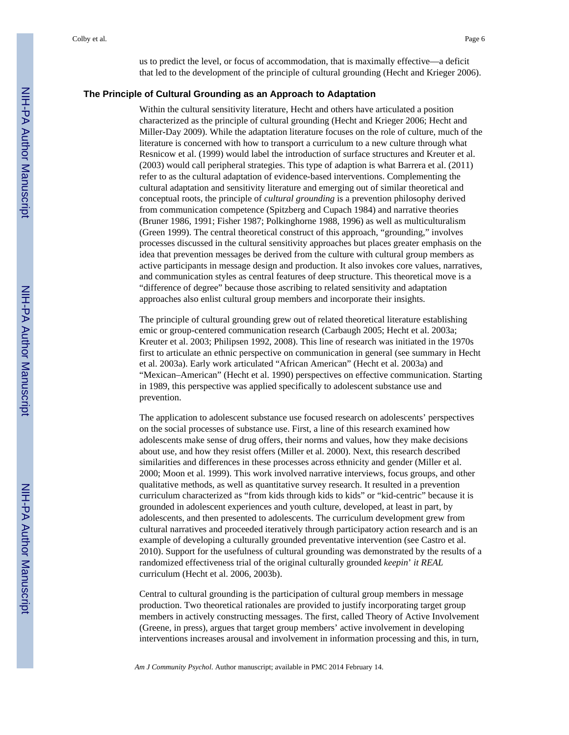us to predict the level, or focus of accommodation, that is maximally effective—a deficit that led to the development of the principle of cultural grounding (Hecht and Krieger 2006).

## The Principle of Cultural Grounding as an Approach to Adaptation

Within the cultural sensitivity literature, Hecht and others have articulated a position characterized as the principle of cultural grounding (Hecht and Krieger 2006; Hecht and Miller-Day 2009). While the adaptation literature focuses on the role of culture, much of the literature is concerned with how to transport a curriculum to a new culture through what Resnicow et al. (1999) would label the introduction of surface structures and Kreuter et al. (2003) would call peripheral strategies. This type of adaption is what Barrera et al. (2011) refer to as the cultural adaptation of evidence-based interventions. Complementing the cultural adaptation and sensitivity literature and emerging out of similar theoretical and conceptual roots, the principle of *cultural grounding* is a prevention philosophy derived from communication competence (Spitzberg and Cupach 1984) and narrative theories (Bruner 1986, 1991; Fisher 1987; Polkinghorne 1988, 1996) as well as multiculturalism (Green 1999). The central theoretical construct of this approach, "grounding," involves processes discussed in the cultural sensitivity approaches but places greater emphasis on the idea that prevention messages be derived from the culture with cultural group members as active participants in message design and production. It also invokes core values, narratives, and communication styles as central features of deep structure. This theoretical move is a "difference of degree" because those ascribing to related sensitivity and adaptation approaches also enlist cultural group members and incorporate their insights.

The principle of cultural grounding grew out of related theoretical literature establishing emic or group-centered communication research (Carbaugh 2005; Hecht et al. 2003a; Kreuter et al. 2003; Philipsen 1992, 2008). This line of research was initiated in the 1970s first to articulate an ethnic perspective on communication in general (see summary in Hecht et al. 2003a). Early work articulated "African American" (Hecht et al. 2003a) and "Mexican–American" (Hecht et al. 1990) perspectives on effective communication. Starting in 1989, this perspective was applied specifically to adolescent substance use and prevention.

The application to adolescent substance use focused research on adolescents' perspectives on the social processes of substance use. First, a line of this research examined how adolescents make sense of drug offers, their norms and values, how they make decisions about use, and how they resist offers (Miller et al. 2000). Next, this research described similarities and differences in these processes across ethnicity and gender (Miller et al. 2000; Moon et al. 1999). This work involved narrative interviews, focus groups, and other qualitative methods, as well as quantitative survey research. It resulted in a prevention curriculum characterized as "from kids through kids to kids" or "kid-centric" because it is grounded in adolescent experiences and youth culture, developed, at least in part, by adolescents, and then presented to adolescents. The curriculum development grew from cultural narratives and proceeded iteratively through participatory action research and is an example of developing a culturally grounded preventative intervention (see Castro et al. 2010). Support for the usefulness of cultural grounding was demonstrated by the results of a randomized effectiveness trial of the original culturally grounded *keepin' it REAL* curriculum (Hecht et al. 2006, 2003b).

Central to cultural grounding is the participation of cultural group members in message production. Two theoretical rationales are provided to justify incorporating target group members in actively constructing messages. The first, called Theory of Active Involvement (Greene, in press), argues that target group members' active involvement in developing interventions increases arousal and involvement in information processing and this, in turn,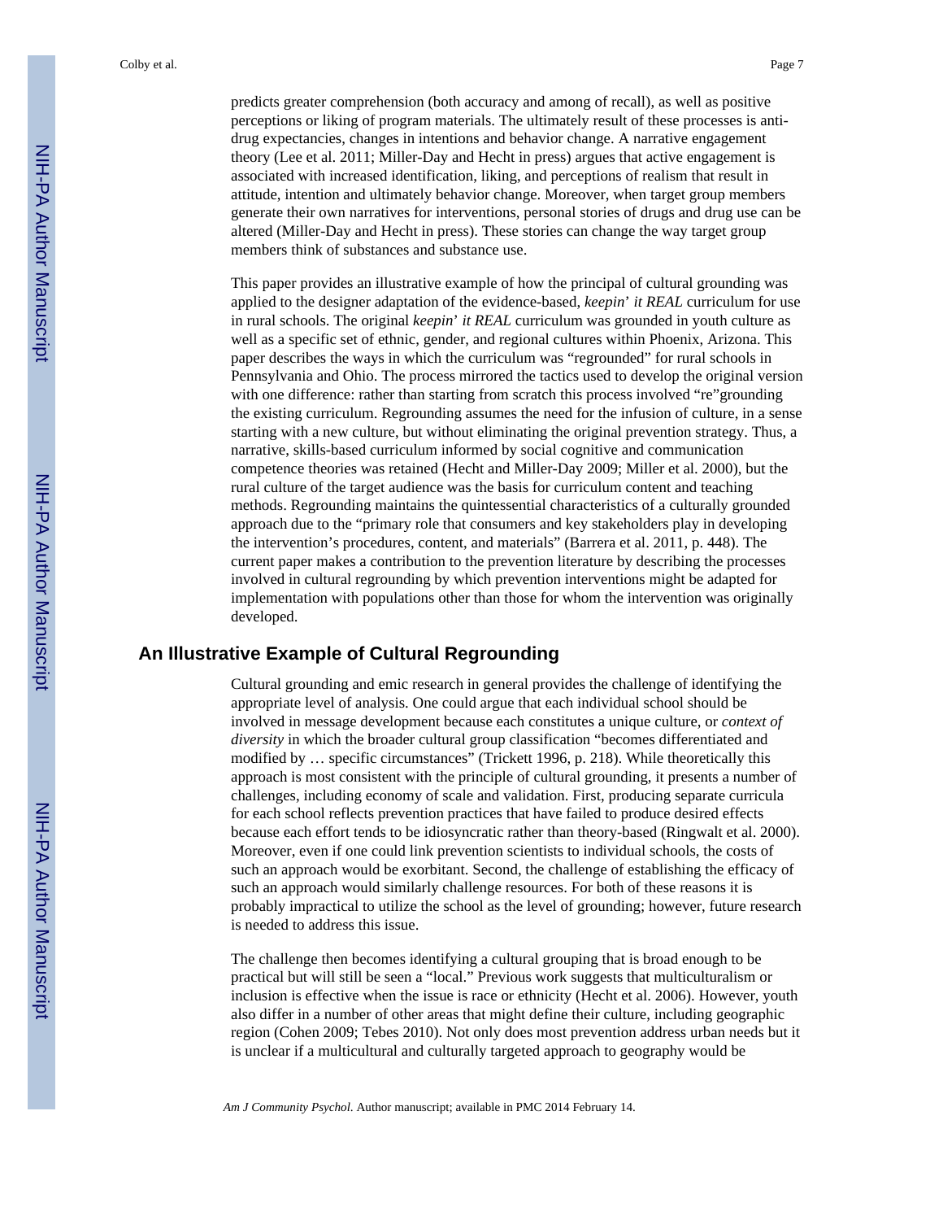predicts greater comprehension (both accuracy and among of recall), as well as positive perceptions or liking of program materials. The ultimately result of these processes is anti-drug expectancies, changes in intentions and behavior change. A narrative engagement theory (Lee et al. 2011; Miller-Day and Hecht in press) argues that active engagement is associated with increased identification, liking, and perceptions of realism that result in attitude, intention and ultimately behavior change. Moreover, when target group members generate their own narratives for interventions, personal stories of drugs and drug use can be altered (Miller-Day and Hecht in press). These stories can change the way target group members think of substances and substance use.

This paper provides an illustrative example of how the principal of cultural grounding was applied to the designer adaptation of the evidence-based, *keepin' it REAL* curriculum for use in rural schools. The original *keepin' it REAL* curriculum was grounded in youth culture as well as a specific set of ethnic, gender, and regional cultures within Phoenix, Arizona. This paper describes the ways in which the curriculum was "regrounded" for rural schools in Pennsylvania and Ohio. The process mirrored the tactics used to develop the original version with one difference: rather than starting from scratch this process involved "re"grounding the existing curriculum. Regrounding assumes the need for the infusion of culture, in a sense starting with a new culture, but without eliminating the original prevention strategy. Thus, a narrative, skills-based curriculum informed by social cognitive and communication competence theories was retained (Hecht and Miller-Day 2009; Miller et al. 2000), but the rural culture of the target audience was the basis for curriculum content and teaching methods. Regrounding maintains the quintessential characteristics of a culturally grounded approach due to the "primary role that consumers and key stakeholders play in developing the intervention's procedures, content, and materials" (Barrera et al. 2011, p. 448). The current paper makes a contribution to the prevention literature by describing the processes involved in cultural regrounding by which prevention interventions might be adapted for implementation with populations other than those for whom the intervention was originally developed.

## An Illustrative Example of Cultural Regrounding

Cultural grounding and emic research in general provides the challenge of identifying the appropriate level of analysis. One could argue that each individual school should be involved in message development because each constitutes a unique culture, or *context of diversity* in which the broader cultural group classification "becomes differentiated and modified by … specific circumstances" (Trickett 1996, p. 218). While theoretically this approach is most consistent with the principle of cultural grounding, it presents a number of challenges, including economy of scale and validation. First, producing separate curricula for each school reflects prevention practices that have failed to produce desired effects because each effort tends to be idiosyncratic rather than theory-based (Ringwalt et al. 2000). Moreover, even if one could link prevention scientists to individual schools, the costs of such an approach would be exorbitant. Second, the challenge of establishing the efficacy of such an approach would similarly challenge resources. For both of these reasons it is probably impractical to utilize the school as the level of grounding; however, future research is needed to address this issue.

The challenge then becomes identifying a cultural grouping that is broad enough to be practical but will still be seen a "local." Previous work suggests that multiculturalism or inclusion is effective when the issue is race or ethnicity (Hecht et al. 2006). However, youth also differ in a number of other areas that might define their culture, including geographic region (Cohen 2009; Tebes 2010). Not only does most prevention address urban needs but it is unclear if a multicultural and culturally targeted approach to geography would be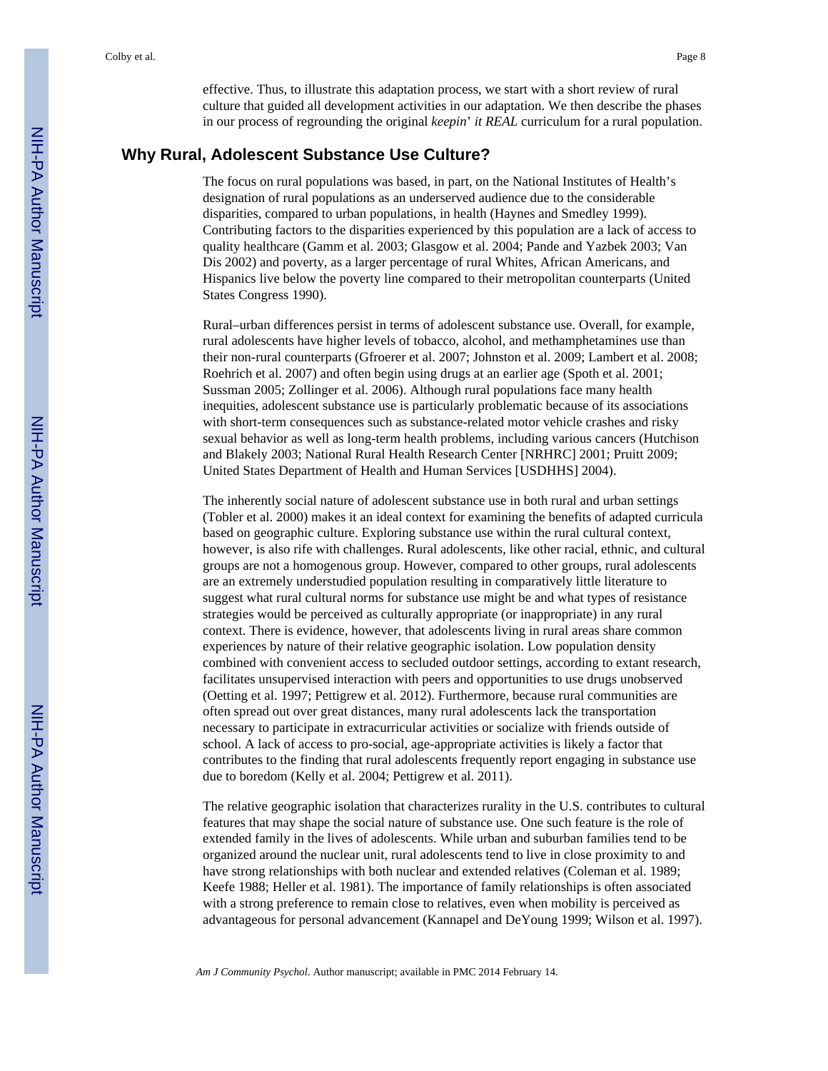effective. Thus, to illustrate this adaptation process, we start with a short review of rural culture that guided all development activities in our adaptation. We then describe the phases in our process of regrounding the original *keepin' it REAL* curriculum for a rural population.

## Why Rural, Adolescent Substance Use Culture?

The focus on rural populations was based, in part, on the National Institutes of Health's designation of rural populations as an underserved audience due to the considerable disparities, compared to urban populations, in health (Haynes and Smedley 1999). Contributing factors to the disparities experienced by this population are a lack of access to quality healthcare (Gamm et al. 2003; Glasgow et al. 2004; Pande and Yazbek 2003; Van Dis 2002) and poverty, as a larger percentage of rural Whites, African Americans, and Hispanics live below the poverty line compared to their metropolitan counterparts (United States Congress 1990).

Rural–urban differences persist in terms of adolescent substance use. Overall, for example, rural adolescents have higher levels of tobacco, alcohol, and methamphetamines use than their non-rural counterparts (Gfroerer et al. 2007; Johnston et al. 2009; Lambert et al. 2008; Roehrich et al. 2007) and often begin using drugs at an earlier age (Spoth et al. 2001; Sussman 2005; Zollinger et al. 2006). Although rural populations face many health inequities, adolescent substance use is particularly problematic because of its associations with short-term consequences such as substance-related motor vehicle crashes and risky sexual behavior as well as long-term health problems, including various cancers (Hutchison and Blakely 2003; National Rural Health Research Center [NRHRC] 2001; Pruitt 2009; United States Department of Health and Human Services [USDHHS] 2004).

The inherently social nature of adolescent substance use in both rural and urban settings (Tobler et al. 2000) makes it an ideal context for examining the benefits of adapted curricula based on geographic culture. Exploring substance use within the rural cultural context, however, is also rife with challenges. Rural adolescents, like other racial, ethnic, and cultural groups are not a homogenous group. However, compared to other groups, rural adolescents are an extremely understudied population resulting in comparatively little literature to suggest what rural cultural norms for substance use might be and what types of resistance strategies would be perceived as culturally appropriate (or inappropriate) in any rural context. There is evidence, however, that adolescents living in rural areas share common experiences by nature of their relative geographic isolation. Low population density combined with convenient access to secluded outdoor settings, according to extant research, facilitates unsupervised interaction with peers and opportunities to use drugs unobserved (Oetting et al. 1997; Pettigrew et al. 2012). Furthermore, because rural communities are often spread out over great distances, many rural adolescents lack the transportation necessary to participate in extracurricular activities or socialize with friends outside of school. A lack of access to pro-social, age-appropriate activities is likely a factor that contributes to the finding that rural adolescents frequently report engaging in substance use due to boredom (Kelly et al. 2004; Pettigrew et al. 2011).

The relative geographic isolation that characterizes rurality in the U.S. contributes to cultural features that may shape the social nature of substance use. One such feature is the role of extended family in the lives of adolescents. While urban and suburban families tend to be organized around the nuclear unit, rural adolescents tend to live in close proximity to and have strong relationships with both nuclear and extended relatives (Coleman et al. 1989; Keefe 1988; Heller et al. 1981). The importance of family relationships is often associated with a strong preference to remain close to relatives, even when mobility is perceived as advantageous for personal advancement (Kannapel and DeYoung 1999; Wilson et al. 1997).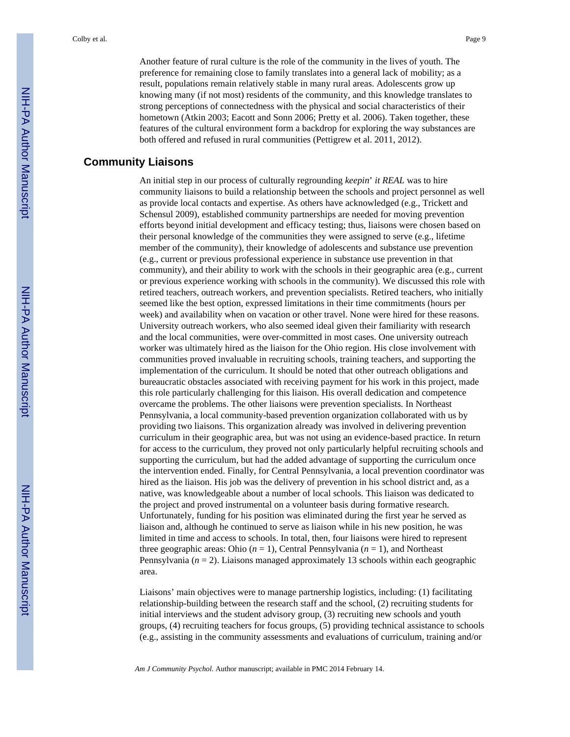Another feature of rural culture is the role of the community in the lives of youth. The preference for remaining close to family translates into a general lack of mobility; as a result, populations remain relatively stable in many rural areas. Adolescents grow up knowing many (if not most) residents of the community, and this knowledge translates to strong perceptions of connectedness with the physical and social characteristics of their hometown (Atkin 2003; Eacott and Sonn 2006; Pretty et al. 2006). Taken together, these features of the cultural environment form a backdrop for exploring the way substances are both offered and refused in rural communities (Pettigrew et al. 2011, 2012).

## Community Liaisons

An initial step in our process of culturally regrounding *keepin' it REAL* was to hire community liaisons to build a relationship between the schools and project personnel as well as provide local contacts and expertise. As others have acknowledged (e.g., Trickett and Schensul 2009), established community partnerships are needed for moving prevention efforts beyond initial development and efficacy testing; thus, liaisons were chosen based on their personal knowledge of the communities they were assigned to serve (e.g., lifetime member of the community), their knowledge of adolescents and substance use prevention (e.g., current or previous professional experience in substance use prevention in that community), and their ability to work with the schools in their geographic area (e.g., current or previous experience working with schools in the community). We discussed this role with retired teachers, outreach workers, and prevention specialists. Retired teachers, who initially seemed like the best option, expressed limitations in their time commitments (hours per week) and availability when on vacation or other travel. None were hired for these reasons. University outreach workers, who also seemed ideal given their familiarity with research and the local communities, were over-committed in most cases. One university outreach worker was ultimately hired as the liaison for the Ohio region. His close involvement with communities proved invaluable in recruiting schools, training teachers, and supporting the implementation of the curriculum. It should be noted that other outreach obligations and bureaucratic obstacles associated with receiving payment for his work in this project, made this role particularly challenging for this liaison. His overall dedication and competence overcame the problems. The other liaisons were prevention specialists. In Northeast Pennsylvania, a local community-based prevention organization collaborated with us by providing two liaisons. This organization already was involved in delivering prevention curriculum in their geographic area, but was not using an evidence-based practice. In return for access to the curriculum, they proved not only particularly helpful recruiting schools and supporting the curriculum, but had the added advantage of supporting the curriculum once the intervention ended. Finally, for Central Pennsylvania, a local prevention coordinator was hired as the liaison. His job was the delivery of prevention in his school district and, as a native, was knowledgeable about a number of local schools. This liaison was dedicated to the project and proved instrumental on a volunteer basis during formative research. Unfortunately, funding for his position was eliminated during the first year he served as liaison and, although he continued to serve as liaison while in his new position, he was limited in time and access to schools. In total, then, four liaisons were hired to represent three geographic areas: Ohio ($n = 1$), Central Pennsylvania ($n = 1$), and Northeast Pennsylvania ($n = 2$). Liaisons managed approximately 13 schools within each geographic area.

Liaisons' main objectives were to manage partnership logistics, including: (1) facilitating relationship-building between the research staff and the school, (2) recruiting students for initial interviews and the student advisory group, (3) recruiting new schools and youth groups, (4) recruiting teachers for focus groups, (5) providing technical assistance to schools (e.g., assisting in the community assessments and evaluations of curriculum, training and/or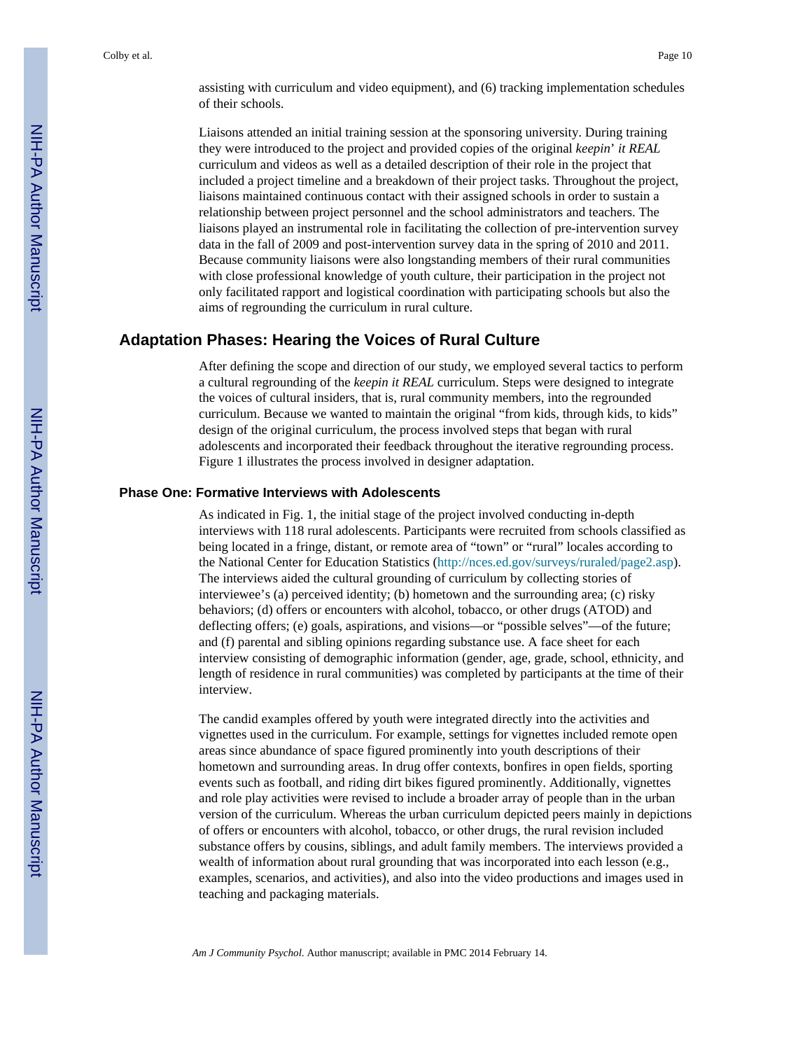assisting with curriculum and video equipment), and (6) tracking implementation schedules of their schools.

Liaisons attended an initial training session at the sponsoring university. During training they were introduced to the project and provided copies of the original *keepin' it REAL* curriculum and videos as well as a detailed description of their role in the project that included a project timeline and a breakdown of their project tasks. Throughout the project, liaisons maintained continuous contact with their assigned schools in order to sustain a relationship between project personnel and the school administrators and teachers. The liaisons played an instrumental role in facilitating the collection of pre-intervention survey data in the fall of 2009 and post-intervention survey data in the spring of 2010 and 2011. Because community liaisons were also longstanding members of their rural communities with close professional knowledge of youth culture, their participation in the project not only facilitated rapport and logistical coordination with participating schools but also the aims of regrounding the curriculum in rural culture.

## Adaptation Phases: Hearing the Voices of Rural Culture

After defining the scope and direction of our study, we employed several tactics to perform a cultural regrounding of the *keepin it REAL* curriculum. Steps were designed to integrate the voices of cultural insiders, that is, rural community members, into the regrounded curriculum. Because we wanted to maintain the original "from kids, through kids, to kids" design of the original curriculum, the process involved steps that began with rural adolescents and incorporated their feedback throughout the iterative regrounding process. Figure 1 illustrates the process involved in designer adaptation.

### Phase One: Formative Interviews with Adolescents

As indicated in Fig. 1, the initial stage of the project involved conducting in-depth interviews with 118 rural adolescents. Participants were recruited from schools classified as being located in a fringe, distant, or remote area of "town" or "rural" locales according to the National Center for Education Statistics (http://nces.ed.gov/surveys/ruraled/page2.asp). The interviews aided the cultural grounding of curriculum by collecting stories of interviewee's (a) perceived identity; (b) hometown and the surrounding area; (c) risky behaviors; (d) offers or encounters with alcohol, tobacco, or other drugs (ATOD) and deflecting offers; (e) goals, aspirations, and visions—or "possible selves"—of the future; and (f) parental and sibling opinions regarding substance use. A face sheet for each interview consisting of demographic information (gender, age, grade, school, ethnicity, and length of residence in rural communities) was completed by participants at the time of their interview.

The candid examples offered by youth were integrated directly into the activities and vignettes used in the curriculum. For example, settings for vignettes included remote open areas since abundance of space figured prominently into youth descriptions of their hometown and surrounding areas. In drug offer contexts, bonfires in open fields, sporting events such as football, and riding dirt bikes figured prominently. Additionally, vignettes and role play activities were revised to include a broader array of people than in the urban version of the curriculum. Whereas the urban curriculum depicted peers mainly in depictions of offers or encounters with alcohol, tobacco, or other drugs, the rural revision included substance offers by cousins, siblings, and adult family members. The interviews provided a wealth of information about rural grounding that was incorporated into each lesson (e.g., examples, scenarios, and activities), and also into the video productions and images used in teaching and packaging materials.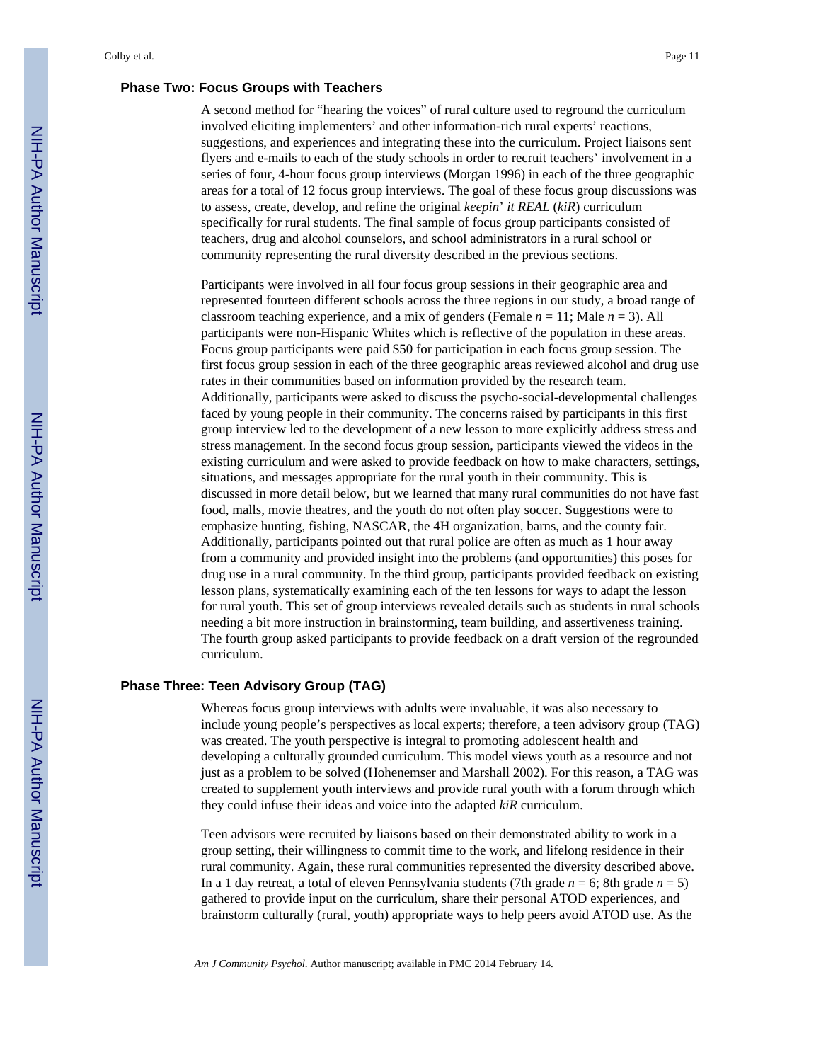## Phase Two: Focus Groups with Teachers

A second method for "hearing the voices" of rural culture used to reground the curriculum involved eliciting implementers' and other information-rich rural experts' reactions, suggestions, and experiences and integrating these into the curriculum. Project liaisons sent flyers and e-mails to each of the study schools in order to recruit teachers' involvement in a series of four, 4-hour focus group interviews (Morgan 1996) in each of the three geographic areas for a total of 12 focus group interviews. The goal of these focus group discussions was to assess, create, develop, and refine the original *keepin' it REAL* (*kiR*) curriculum specifically for rural students. The final sample of focus group participants consisted of teachers, drug and alcohol counselors, and school administrators in a rural school or community representing the rural diversity described in the previous sections.

Participants were involved in all four focus group sessions in their geographic area and represented fourteen different schools across the three regions in our study, a broad range of classroom teaching experience, and a mix of genders (Female $n = 11$; Male $n = 3$). All participants were non-Hispanic Whites which is reflective of the population in these areas. Focus group participants were paid $50 for participation in each focus group session. The first focus group session in each of the three geographic areas reviewed alcohol and drug use rates in their communities based on information provided by the research team. Additionally, participants were asked to discuss the psycho-social-developmental challenges faced by young people in their community. The concerns raised by participants in this first group interview led to the development of a new lesson to more explicitly address stress and stress management. In the second focus group session, participants viewed the videos in the existing curriculum and were asked to provide feedback on how to make characters, settings, situations, and messages appropriate for the rural youth in their community. This is discussed in more detail below, but we learned that many rural communities do not have fast food, malls, movie theatres, and the youth do not often play soccer. Suggestions were to emphasize hunting, fishing, NASCAR, the 4H organization, barns, and the county fair. Additionally, participants pointed out that rural police are often as much as 1 hour away from a community and provided insight into the problems (and opportunities) this poses for drug use in a rural community. In the third group, participants provided feedback on existing lesson plans, systematically examining each of the ten lessons for ways to adapt the lesson for rural youth. This set of group interviews revealed details such as students in rural schools needing a bit more instruction in brainstorming, team building, and assertiveness training. The fourth group asked participants to provide feedback on a draft version of the regrounded curriculum.

## Phase Three: Teen Advisory Group (TAG)

Whereas focus group interviews with adults were invaluable, it was also necessary to include young people's perspectives as local experts; therefore, a teen advisory group (TAG) was created. The youth perspective is integral to promoting adolescent health and developing a culturally grounded curriculum. This model views youth as a resource and not just as a problem to be solved (Hohenemser and Marshall 2002). For this reason, a TAG was created to supplement youth interviews and provide rural youth with a forum through which they could infuse their ideas and voice into the adapted *kiR* curriculum.

Teen advisors were recruited by liaisons based on their demonstrated ability to work in a group setting, their willingness to commit time to the work, and lifelong residence in their rural community. Again, these rural communities represented the diversity described above. In a 1 day retreat, a total of eleven Pennsylvania students (7th grade $n = 6$; 8th grade $n = 5$) gathered to provide input on the curriculum, share their personal ATOD experiences, and brainstorm culturally (rural, youth) appropriate ways to help peers avoid ATOD use. As the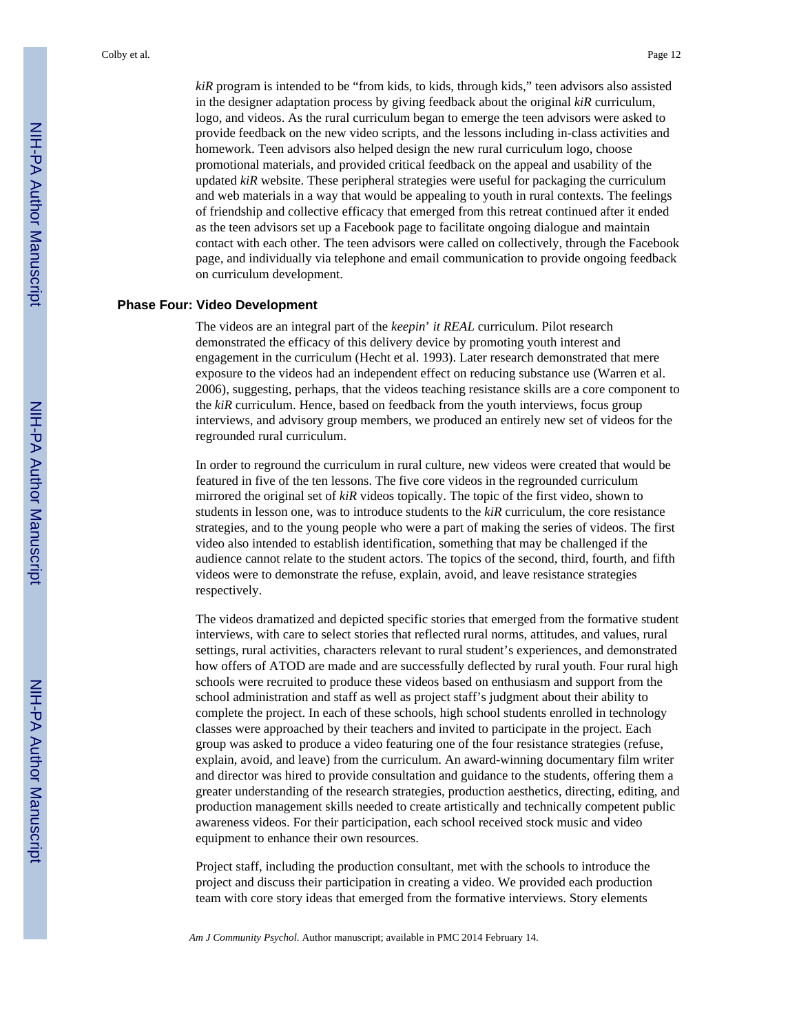*kiR* program is intended to be "from kids, to kids, through kids," teen advisors also assisted in the designer adaptation process by giving feedback about the original *kiR* curriculum, logo, and videos. As the rural curriculum began to emerge the teen advisors were asked to provide feedback on the new video scripts, and the lessons including in-class activities and homework. Teen advisors also helped design the new rural curriculum logo, choose promotional materials, and provided critical feedback on the appeal and usability of the updated *kiR* website. These peripheral strategies were useful for packaging the curriculum and web materials in a way that would be appealing to youth in rural contexts. The feelings of friendship and collective efficacy that emerged from this retreat continued after it ended as the teen advisors set up a Facebook page to facilitate ongoing dialogue and maintain contact with each other. The teen advisors were called on collectively, through the Facebook page, and individually via telephone and email communication to provide ongoing feedback on curriculum development.

## Phase Four: Video Development

The videos are an integral part of the *keepin' it REAL* curriculum. Pilot research demonstrated the efficacy of this delivery device by promoting youth interest and engagement in the curriculum (Hecht et al. 1993). Later research demonstrated that mere exposure to the videos had an independent effect on reducing substance use (Warren et al. 2006), suggesting, perhaps, that the videos teaching resistance skills are a core component to the *kiR* curriculum. Hence, based on feedback from the youth interviews, focus group interviews, and advisory group members, we produced an entirely new set of videos for the regrounded rural curriculum.

In order to reground the curriculum in rural culture, new videos were created that would be featured in five of the ten lessons. The five core videos in the regrounded curriculum mirrored the original set of *kiR* videos topically. The topic of the first video, shown to students in lesson one, was to introduce students to the *kiR* curriculum, the core resistance strategies, and to the young people who were a part of making the series of videos. The first video also intended to establish identification, something that may be challenged if the audience cannot relate to the student actors. The topics of the second, third, fourth, and fifth videos were to demonstrate the refuse, explain, avoid, and leave resistance strategies respectively.

The videos dramatized and depicted specific stories that emerged from the formative student interviews, with care to select stories that reflected rural norms, attitudes, and values, rural settings, rural activities, characters relevant to rural student's experiences, and demonstrated how offers of ATOD are made and are successfully deflected by rural youth. Four rural high schools were recruited to produce these videos based on enthusiasm and support from the school administration and staff as well as project staff's judgment about their ability to complete the project. In each of these schools, high school students enrolled in technology classes were approached by their teachers and invited to participate in the project. Each group was asked to produce a video featuring one of the four resistance strategies (refuse, explain, avoid, and leave) from the curriculum. An award-winning documentary film writer and director was hired to provide consultation and guidance to the students, offering them a greater understanding of the research strategies, production aesthetics, directing, editing, and production management skills needed to create artistically and technically competent public awareness videos. For their participation, each school received stock music and video equipment to enhance their own resources.

Project staff, including the production consultant, met with the schools to introduce the project and discuss their participation in creating a video. We provided each production team with core story ideas that emerged from the formative interviews. Story elements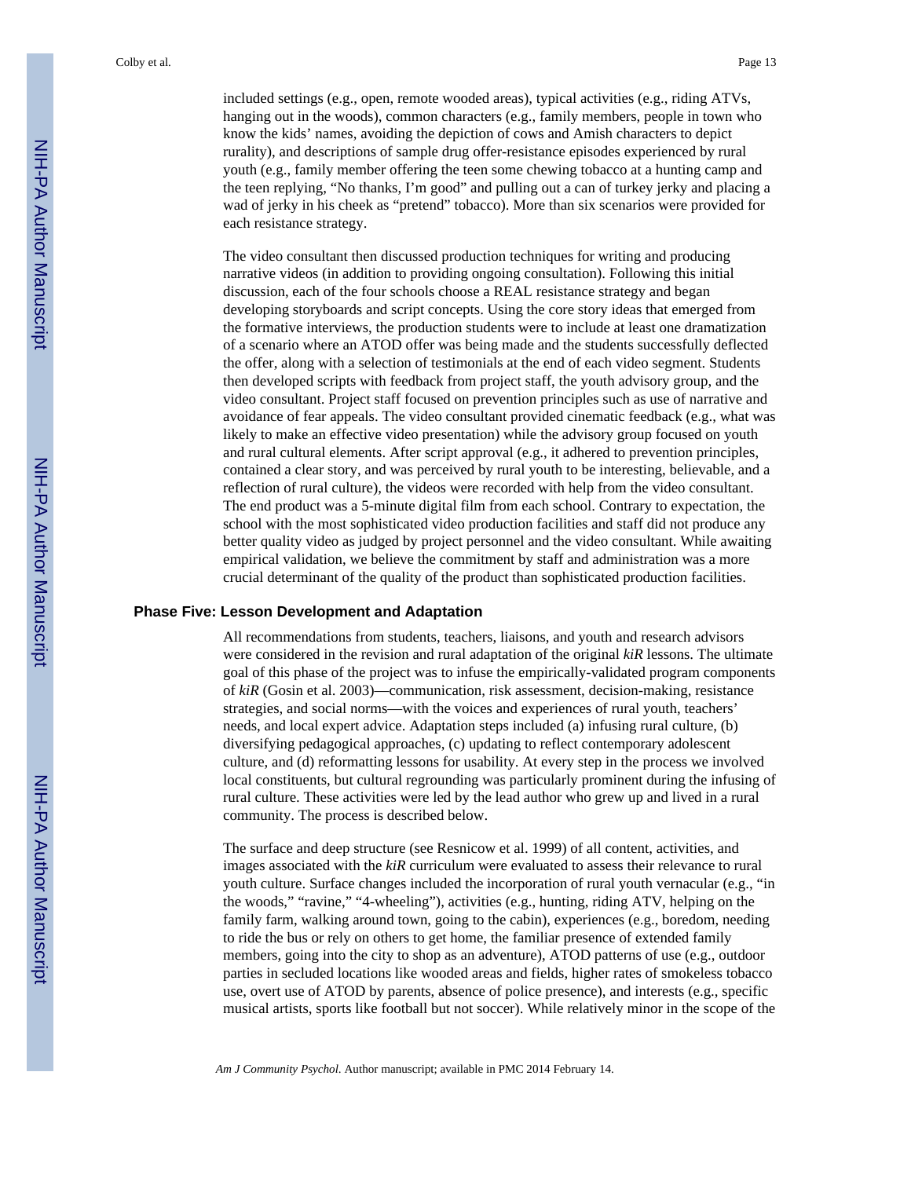included settings (e.g., open, remote wooded areas), typical activities (e.g., riding ATVs, hanging out in the woods), common characters (e.g., family members, people in town who know the kids' names, avoiding the depiction of cows and Amish characters to depict rurality), and descriptions of sample drug offer-resistance episodes experienced by rural youth (e.g., family member offering the teen some chewing tobacco at a hunting camp and the teen replying, "No thanks, I'm good" and pulling out a can of turkey jerky and placing a wad of jerky in his cheek as "pretend" tobacco). More than six scenarios were provided for each resistance strategy.

The video consultant then discussed production techniques for writing and producing narrative videos (in addition to providing ongoing consultation). Following this initial discussion, each of the four schools choose a REAL resistance strategy and began developing storyboards and script concepts. Using the core story ideas that emerged from the formative interviews, the production students were to include at least one dramatization of a scenario where an ATOD offer was being made and the students successfully deflected the offer, along with a selection of testimonials at the end of each video segment. Students then developed scripts with feedback from project staff, the youth advisory group, and the video consultant. Project staff focused on prevention principles such as use of narrative and avoidance of fear appeals. The video consultant provided cinematic feedback (e.g., what was likely to make an effective video presentation) while the advisory group focused on youth and rural cultural elements. After script approval (e.g., it adhered to prevention principles, contained a clear story, and was perceived by rural youth to be interesting, believable, and a reflection of rural culture), the videos were recorded with help from the video consultant. The end product was a 5-minute digital film from each school. Contrary to expectation, the school with the most sophisticated video production facilities and staff did not produce any better quality video as judged by project personnel and the video consultant. While awaiting empirical validation, we believe the commitment by staff and administration was a more crucial determinant of the quality of the product than sophisticated production facilities.

## Phase Five: Lesson Development and Adaptation

All recommendations from students, teachers, liaisons, and youth and research advisors were considered in the revision and rural adaptation of the original *kiR* lessons. The ultimate goal of this phase of the project was to infuse the empirically-validated program components of *kiR* (Gosin et al. 2003)—communication, risk assessment, decision-making, resistance strategies, and social norms—with the voices and experiences of rural youth, teachers' needs, and local expert advice. Adaptation steps included (a) infusing rural culture, (b) diversifying pedagogical approaches, (c) updating to reflect contemporary adolescent culture, and (d) reformatting lessons for usability. At every step in the process we involved local constituents, but cultural regrounding was particularly prominent during the infusing of rural culture. These activities were led by the lead author who grew up and lived in a rural community. The process is described below.

The surface and deep structure (see Resnicow et al. 1999) of all content, activities, and images associated with the *kiR* curriculum were evaluated to assess their relevance to rural youth culture. Surface changes included the incorporation of rural youth vernacular (e.g., "in the woods," "ravine," "4-wheeling"), activities (e.g., hunting, riding ATV, helping on the family farm, walking around town, going to the cabin), experiences (e.g., boredom, needing to ride the bus or rely on others to get home, the familiar presence of extended family members, going into the city to shop as an adventure), ATOD patterns of use (e.g., outdoor parties in secluded locations like wooded areas and fields, higher rates of smokeless tobacco use, overt use of ATOD by parents, absence of police presence), and interests (e.g., specific musical artists, sports like football but not soccer). While relatively minor in the scope of the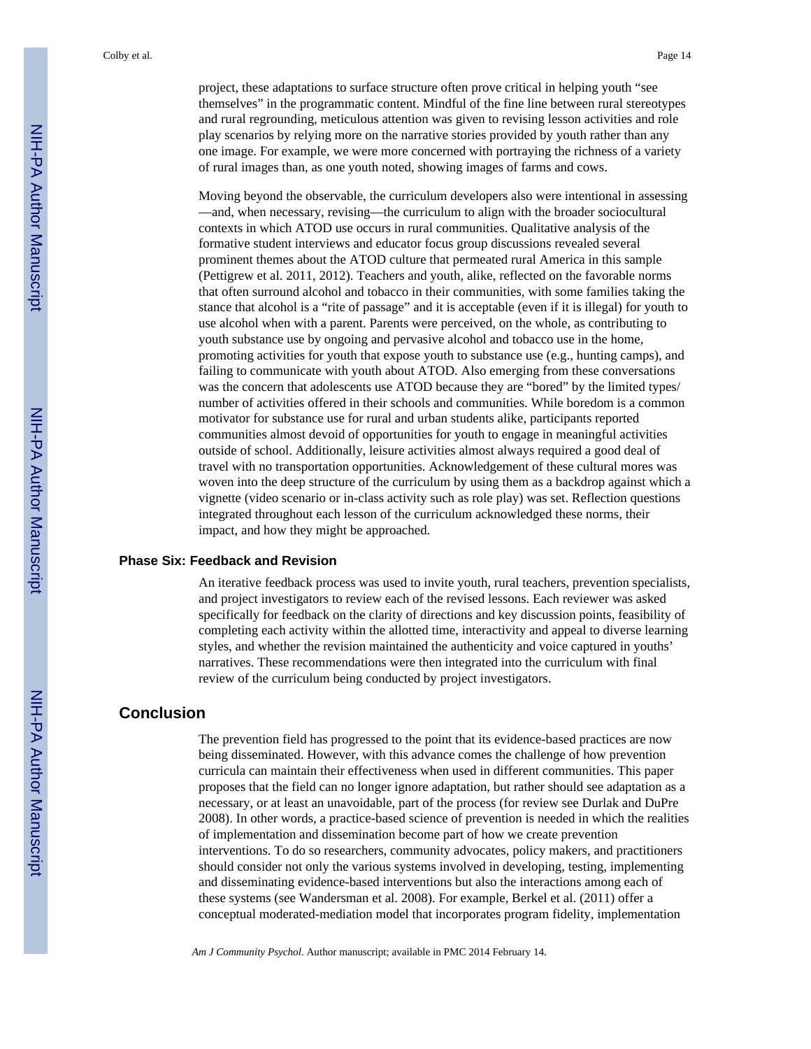project, these adaptations to surface structure often prove critical in helping youth "see themselves" in the programmatic content. Mindful of the fine line between rural stereotypes and rural regrounding, meticulous attention was given to revising lesson activities and role play scenarios by relying more on the narrative stories provided by youth rather than any one image. For example, we were more concerned with portraying the richness of a variety of rural images than, as one youth noted, showing images of farms and cows.

Moving beyond the observable, the curriculum developers also were intentional in assessing —and, when necessary, revising—the curriculum to align with the broader sociocultural contexts in which ATOD use occurs in rural communities. Qualitative analysis of the formative student interviews and educator focus group discussions revealed several prominent themes about the ATOD culture that permeated rural America in this sample (Pettigrew et al. 2011, 2012). Teachers and youth, alike, reflected on the favorable norms that often surround alcohol and tobacco in their communities, with some families taking the stance that alcohol is a "rite of passage" and it is acceptable (even if it is illegal) for youth to use alcohol when with a parent. Parents were perceived, on the whole, as contributing to youth substance use by ongoing and pervasive alcohol and tobacco use in the home, promoting activities for youth that expose youth to substance use (e.g., hunting camps), and failing to communicate with youth about ATOD. Also emerging from these conversations was the concern that adolescents use ATOD because they are "bored" by the limited types/ number of activities offered in their schools and communities. While boredom is a common motivator for substance use for rural and urban students alike, participants reported communities almost devoid of opportunities for youth to engage in meaningful activities outside of school. Additionally, leisure activities almost always required a good deal of travel with no transportation opportunities. Acknowledgement of these cultural mores was woven into the deep structure of the curriculum by using them as a backdrop against which a vignette (video scenario or in-class activity such as role play) was set. Reflection questions integrated throughout each lesson of the curriculum acknowledged these norms, their impact, and how they might be approached.

### Phase Six: Feedback and Revision

An iterative feedback process was used to invite youth, rural teachers, prevention specialists, and project investigators to review each of the revised lessons. Each reviewer was asked specifically for feedback on the clarity of directions and key discussion points, feasibility of completing each activity within the allotted time, interactivity and appeal to diverse learning styles, and whether the revision maintained the authenticity and voice captured in youths' narratives. These recommendations were then integrated into the curriculum with final review of the curriculum being conducted by project investigators.

## Conclusion

The prevention field has progressed to the point that its evidence-based practices are now being disseminated. However, with this advance comes the challenge of how prevention curricula can maintain their effectiveness when used in different communities. This paper proposes that the field can no longer ignore adaptation, but rather should see adaptation as a necessary, or at least an unavoidable, part of the process (for review see Durlak and DuPre 2008). In other words, a practice-based science of prevention is needed in which the realities of implementation and dissemination become part of how we create prevention interventions. To do so researchers, community advocates, policy makers, and practitioners should consider not only the various systems involved in developing, testing, implementing and disseminating evidence-based interventions but also the interactions among each of these systems (see Wandersman et al. 2008). For example, Berkel et al. (2011) offer a conceptual moderated-mediation model that incorporates program fidelity, implementation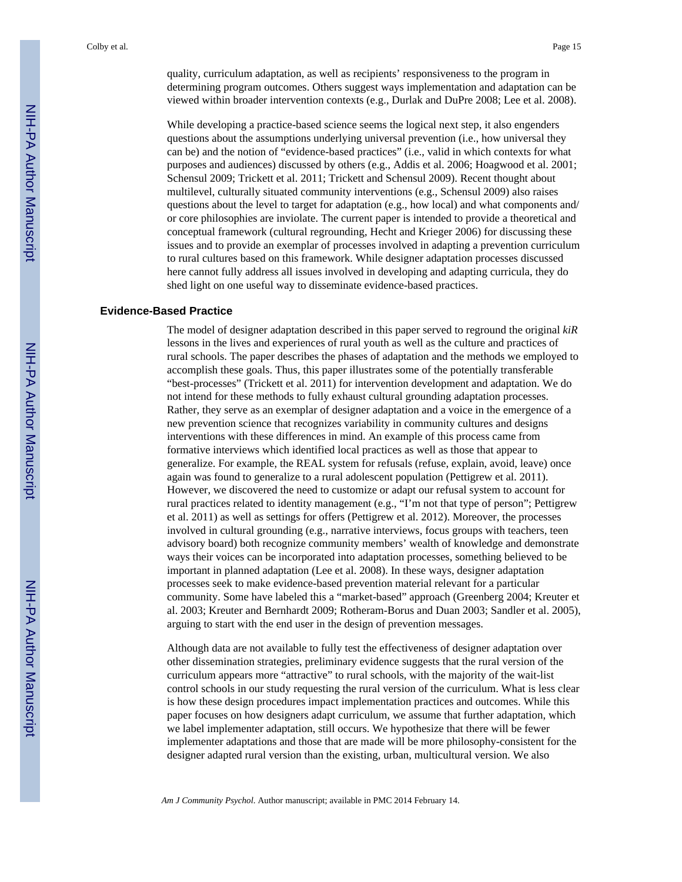quality, curriculum adaptation, as well as recipients' responsiveness to the program in determining program outcomes. Others suggest ways implementation and adaptation can be viewed within broader intervention contexts (e.g., Durlak and DuPre 2008; Lee et al. 2008).

While developing a practice-based science seems the logical next step, it also engenders questions about the assumptions underlying universal prevention (i.e., how universal they can be) and the notion of "evidence-based practices" (i.e., valid in which contexts for what purposes and audiences) discussed by others (e.g., Addis et al. 2006; Hoagwood et al. 2001; Schensul 2009; Trickett et al. 2011; Trickett and Schensul 2009). Recent thought about multilevel, culturally situated community interventions (e.g., Schensul 2009) also raises questions about the level to target for adaptation (e.g., how local) and what components and/or core philosophies are inviolate. The current paper is intended to provide a theoretical and conceptual framework (cultural regrounding, Hecht and Krieger 2006) for discussing these issues and to provide an exemplar of processes involved in adapting a prevention curriculum to rural cultures based on this framework. While designer adaptation processes discussed here cannot fully address all issues involved in developing and adapting curricula, they do shed light on one useful way to disseminate evidence-based practices.

## Evidence-Based Practice

The model of designer adaptation described in this paper served to reground the original *kiR* lessons in the lives and experiences of rural youth as well as the culture and practices of rural schools. The paper describes the phases of adaptation and the methods we employed to accomplish these goals. Thus, this paper illustrates some of the potentially transferable "best-processes" (Trickett et al. 2011) for intervention development and adaptation. We do not intend for these methods to fully exhaust cultural grounding adaptation processes. Rather, they serve as an exemplar of designer adaptation and a voice in the emergence of a new prevention science that recognizes variability in community cultures and designs interventions with these differences in mind. An example of this process came from formative interviews which identified local practices as well as those that appear to generalize. For example, the REAL system for refusals (refuse, explain, avoid, leave) once again was found to generalize to a rural adolescent population (Pettigrew et al. 2011). However, we discovered the need to customize or adapt our refusal system to account for rural practices related to identity management (e.g., "I'm not that type of person"; Pettigrew et al. 2011) as well as settings for offers (Pettigrew et al. 2012). Moreover, the processes involved in cultural grounding (e.g., narrative interviews, focus groups with teachers, teen advisory board) both recognize community members' wealth of knowledge and demonstrate ways their voices can be incorporated into adaptation processes, something believed to be important in planned adaptation (Lee et al. 2008). In these ways, designer adaptation processes seek to make evidence-based prevention material relevant for a particular community. Some have labeled this a "market-based" approach (Greenberg 2004; Kreuter et al. 2003; Kreuter and Bernhardt 2009; Rotheram-Borus and Duan 2003; Sandler et al. 2005), arguing to start with the end user in the design of prevention messages.

Although data are not available to fully test the effectiveness of designer adaptation over other dissemination strategies, preliminary evidence suggests that the rural version of the curriculum appears more "attractive" to rural schools, with the majority of the wait-list control schools in our study requesting the rural version of the curriculum. What is less clear is how these design procedures impact implementation practices and outcomes. While this paper focuses on how designers adapt curriculum, we assume that further adaptation, which we label implementer adaptation, still occurs. We hypothesize that there will be fewer implementer adaptations and those that are made will be more philosophy-consistent for the designer adapted rural version than the existing, urban, multicultural version. We also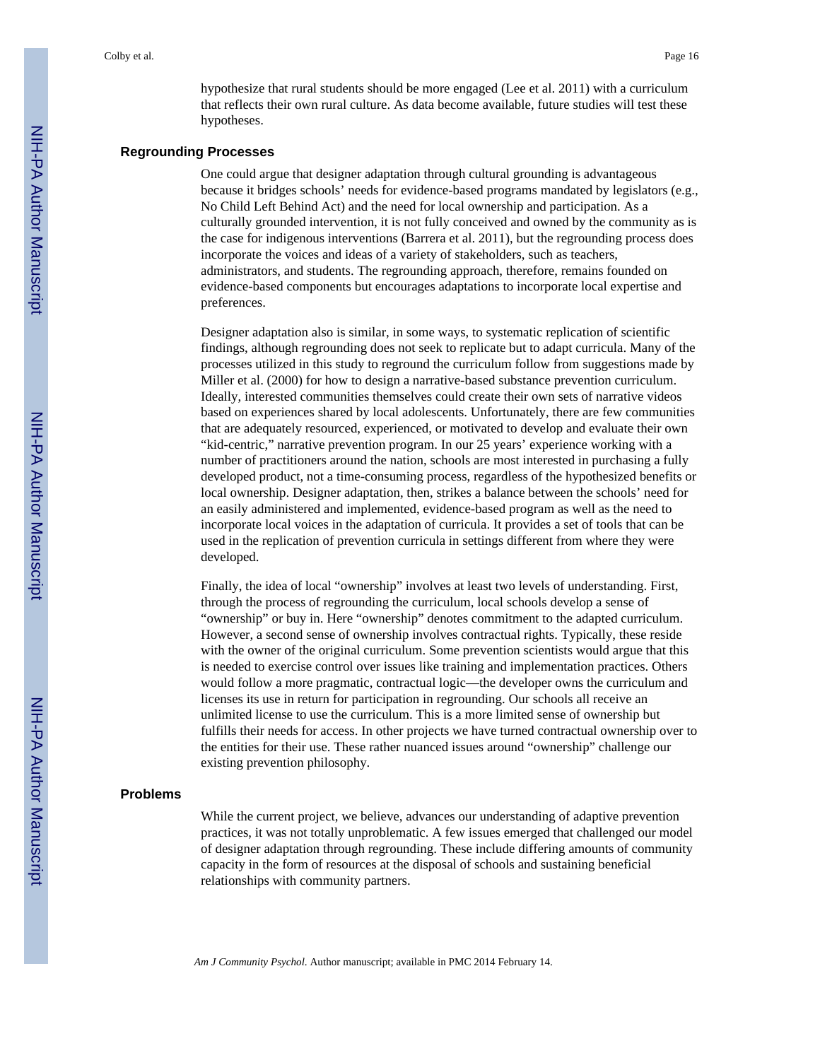hypothesize that rural students should be more engaged (Lee et al. 2011) with a curriculum that reflects their own rural culture. As data become available, future studies will test these hypotheses.

## Regrounding Processes

One could argue that designer adaptation through cultural grounding is advantageous because it bridges schools' needs for evidence-based programs mandated by legislators (e.g., No Child Left Behind Act) and the need for local ownership and participation. As a culturally grounded intervention, it is not fully conceived and owned by the community as is the case for indigenous interventions (Barrera et al. 2011), but the regrounding process does incorporate the voices and ideas of a variety of stakeholders, such as teachers, administrators, and students. The regrounding approach, therefore, remains founded on evidence-based components but encourages adaptations to incorporate local expertise and preferences.

Designer adaptation also is similar, in some ways, to systematic replication of scientific findings, although regrounding does not seek to replicate but to adapt curricula. Many of the processes utilized in this study to reground the curriculum follow from suggestions made by Miller et al. (2000) for how to design a narrative-based substance prevention curriculum. Ideally, interested communities themselves could create their own sets of narrative videos based on experiences shared by local adolescents. Unfortunately, there are few communities that are adequately resourced, experienced, or motivated to develop and evaluate their own "kid-centric," narrative prevention program. In our 25 years' experience working with a number of practitioners around the nation, schools are most interested in purchasing a fully developed product, not a time-consuming process, regardless of the hypothesized benefits or local ownership. Designer adaptation, then, strikes a balance between the schools' need for an easily administered and implemented, evidence-based program as well as the need to incorporate local voices in the adaptation of curricula. It provides a set of tools that can be used in the replication of prevention curricula in settings different from where they were developed.

Finally, the idea of local "ownership" involves at least two levels of understanding. First, through the process of regrounding the curriculum, local schools develop a sense of "ownership" or buy in. Here "ownership" denotes commitment to the adapted curriculum. However, a second sense of ownership involves contractual rights. Typically, these reside with the owner of the original curriculum. Some prevention scientists would argue that this is needed to exercise control over issues like training and implementation practices. Others would follow a more pragmatic, contractual logic—the developer owns the curriculum and licenses its use in return for participation in regrounding. Our schools all receive an unlimited license to use the curriculum. This is a more limited sense of ownership but fulfills their needs for access. In other projects we have turned contractual ownership over to the entities for their use. These rather nuanced issues around "ownership" challenge our existing prevention philosophy.

## Problems

While the current project, we believe, advances our understanding of adaptive prevention practices, it was not totally unproblematic. A few issues emerged that challenged our model of designer adaptation through regrounding. These include differing amounts of community capacity in the form of resources at the disposal of schools and sustaining beneficial relationships with community partners.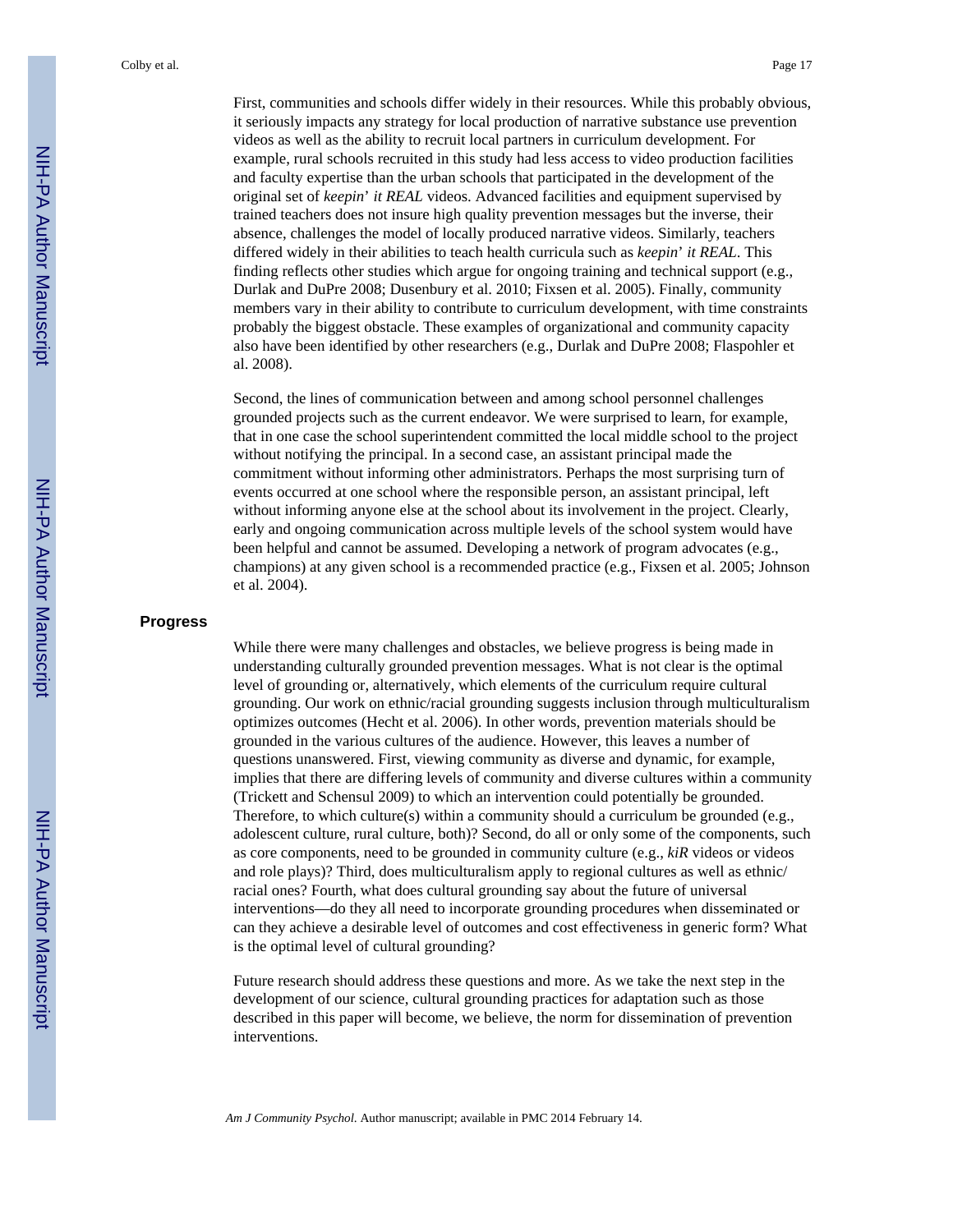First, communities and schools differ widely in their resources. While this probably obvious, it seriously impacts any strategy for local production of narrative substance use prevention videos as well as the ability to recruit local partners in curriculum development. For example, rural schools recruited in this study had less access to video production facilities and faculty expertise than the urban schools that participated in the development of the original set of *keepin' it REAL* videos. Advanced facilities and equipment supervised by trained teachers does not insure high quality prevention messages but the inverse, their absence, challenges the model of locally produced narrative videos. Similarly, teachers differed widely in their abilities to teach health curricula such as *keepin' it REAL*. This finding reflects other studies which argue for ongoing training and technical support (e.g., Durlak and DuPre 2008; Dusenbury et al. 2010; Fixsen et al. 2005). Finally, community members vary in their ability to contribute to curriculum development, with time constraints probably the biggest obstacle. These examples of organizational and community capacity also have been identified by other researchers (e.g., Durlak and DuPre 2008; Flaspohler et al. 2008).

Second, the lines of communication between and among school personnel challenges grounded projects such as the current endeavor. We were surprised to learn, for example, that in one case the school superintendent committed the local middle school to the project without notifying the principal. In a second case, an assistant principal made the commitment without informing other administrators. Perhaps the most surprising turn of events occurred at one school where the responsible person, an assistant principal, left without informing anyone else at the school about its involvement in the project. Clearly, early and ongoing communication across multiple levels of the school system would have been helpful and cannot be assumed. Developing a network of program advocates (e.g., champions) at any given school is a recommended practice (e.g., Fixsen et al. 2005; Johnson et al. 2004).

## Progress

While there were many challenges and obstacles, we believe progress is being made in understanding culturally grounded prevention messages. What is not clear is the optimal level of grounding or, alternatively, which elements of the curriculum require cultural grounding. Our work on ethnic/racial grounding suggests inclusion through multiculturalism optimizes outcomes (Hecht et al. 2006). In other words, prevention materials should be grounded in the various cultures of the audience. However, this leaves a number of questions unanswered. First, viewing community as diverse and dynamic, for example, implies that there are differing levels of community and diverse cultures within a community (Trickett and Schensul 2009) to which an intervention could potentially be grounded. Therefore, to which culture(s) within a community should a curriculum be grounded (e.g., adolescent culture, rural culture, both)? Second, do all or only some of the components, such as core components, need to be grounded in community culture (e.g., *kiR* videos or videos and role plays)? Third, does multiculturalism apply to regional cultures as well as ethnic/racial ones? Fourth, what does cultural grounding say about the future of universal interventions—do they all need to incorporate grounding procedures when disseminated or can they achieve a desirable level of outcomes and cost effectiveness in generic form? What is the optimal level of cultural grounding?

Future research should address these questions and more. As we take the next step in the development of our science, cultural grounding practices for adaptation such as those described in this paper will become, we believe, the norm for dissemination of prevention interventions.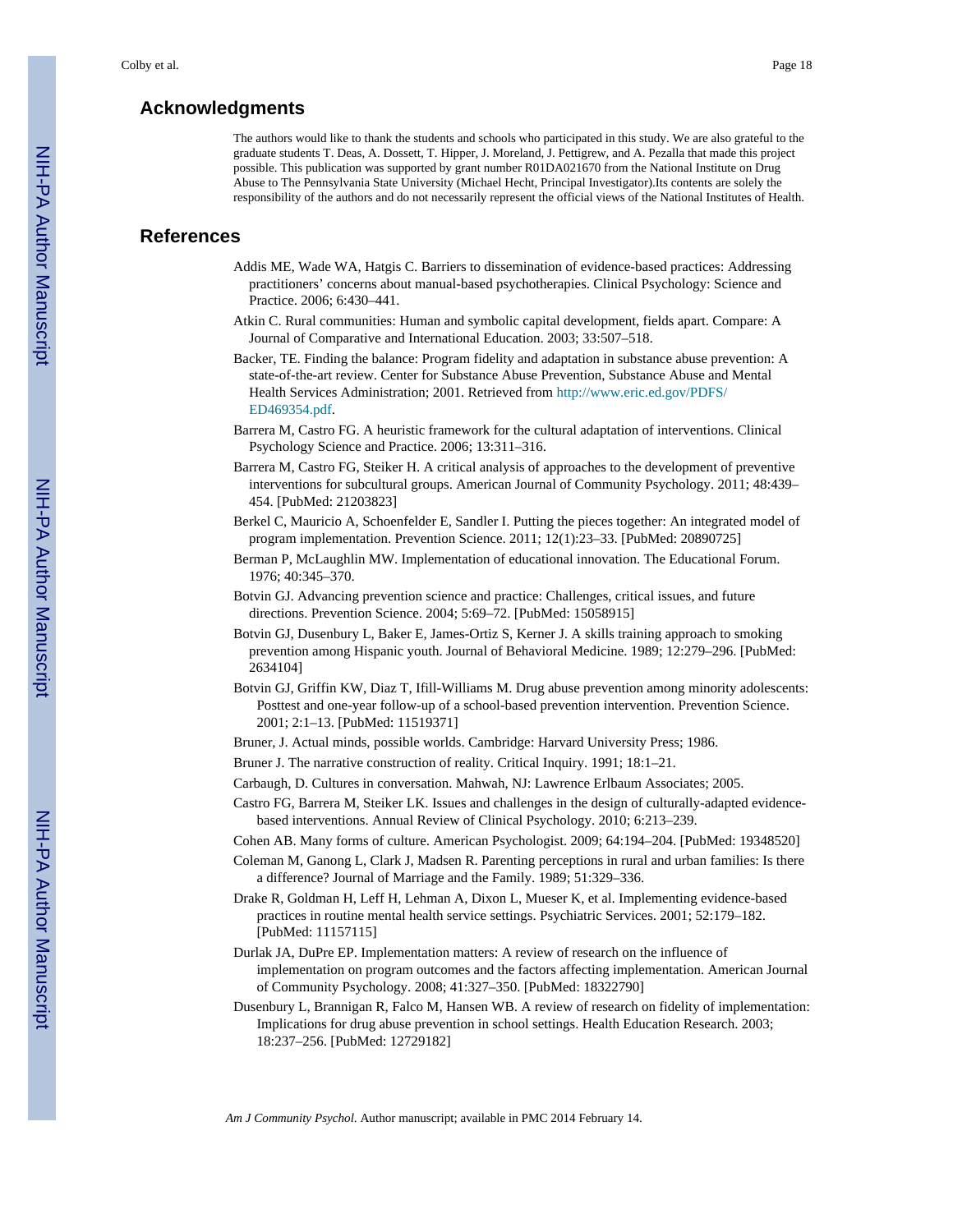## Acknowledgments

The authors would like to thank the students and schools who participated in this study. We are also grateful to the graduate students T. Deas, A. Dossett, T. Hipper, J. Moreland, J. Pettigrew, and A. Pezalla that made this project possible. This publication was supported by grant number R01DA021670 from the National Institute on Drug Abuse to The Pennsylvania State University (Michael Hecht, Principal Investigator).Its contents are solely the responsibility of the authors and do not necessarily represent the official views of the National Institutes of Health.

## References

Addis ME, Wade WA, Hatgis C. Barriers to dissemination of evidence-based practices: Addressing practitioners' concerns about manual-based psychotherapies. Clinical Psychology: Science and Practice. 2006; 6:430–441.

Atkin C. Rural communities: Human and symbolic capital development, fields apart. Compare: A Journal of Comparative and International Education. 2003; 33:507–518.

Backer, TE. Finding the balance: Program fidelity and adaptation in substance abuse prevention: A state-of-the-art review. Center for Substance Abuse Prevention, Substance Abuse and Mental Health Services Administration; 2001. Retrieved from http://www.eric.ed.gov/PDFS/ED469354.pdf.

Barrera M, Castro FG. A heuristic framework for the cultural adaptation of interventions. Clinical Psychology Science and Practice. 2006; 13:311–316.

Barrera M, Castro FG, Steiker H. A critical analysis of approaches to the development of preventive interventions for subcultural groups. American Journal of Community Psychology. 2011; 48:439–454. [PubMed: 21203823]

Berkel C, Mauricio A, Schoenfelder E, Sandler I. Putting the pieces together: An integrated model of program implementation. Prevention Science. 2011; 12(1):23–33. [PubMed: 20890725]

Berman P, McLaughlin MW. Implementation of educational innovation. The Educational Forum. 1976; 40:345–370.

Botvin GJ. Advancing prevention science and practice: Challenges, critical issues, and future directions. Prevention Science. 2004; 5:69–72. [PubMed: 15058915]

Botvin GJ, Dusenbury L, Baker E, James-Ortiz S, Kerner J. A skills training approach to smoking prevention among Hispanic youth. Journal of Behavioral Medicine. 1989; 12:279–296. [PubMed: 2634104]

Botvin GJ, Griffin KW, Diaz T, Ifill-Williams M. Drug abuse prevention among minority adolescents: Posttest and one-year follow-up of a school-based prevention intervention. Prevention Science. 2001; 2:1–13. [PubMed: 11519371]

Bruner, J. Actual minds, possible worlds. Cambridge: Harvard University Press; 1986.

Bruner J. The narrative construction of reality. Critical Inquiry. 1991; 18:1–21.

Carbaugh, D. Cultures in conversation. Mahwah, NJ: Lawrence Erlbaum Associates; 2005.

Castro FG, Barrera M, Steiker LK. Issues and challenges in the design of culturally-adapted evidence-based interventions. Annual Review of Clinical Psychology. 2010; 6:213–239.

Cohen AB. Many forms of culture. American Psychologist. 2009; 64:194–204. [PubMed: 19348520]

Coleman M, Ganong L, Clark J, Madsen R. Parenting perceptions in rural and urban families: Is there a difference? Journal of Marriage and the Family. 1989; 51:329–336.

Drake R, Goldman H, Leff H, Lehman A, Dixon L, Mueser K, et al. Implementing evidence-based practices in routine mental health service settings. Psychiatric Services. 2001; 52:179–182. [PubMed: 11157115]

Durlak JA, DuPre EP. Implementation matters: A review of research on the influence of implementation on program outcomes and the factors affecting implementation. American Journal of Community Psychology. 2008; 41:327–350. [PubMed: 18322790]

Dusenbury L, Brannigan R, Falco M, Hansen WB. A review of research on fidelity of implementation: Implications for drug abuse prevention in school settings. Health Education Research. 2003; 18:237–256. [PubMed: 12729182]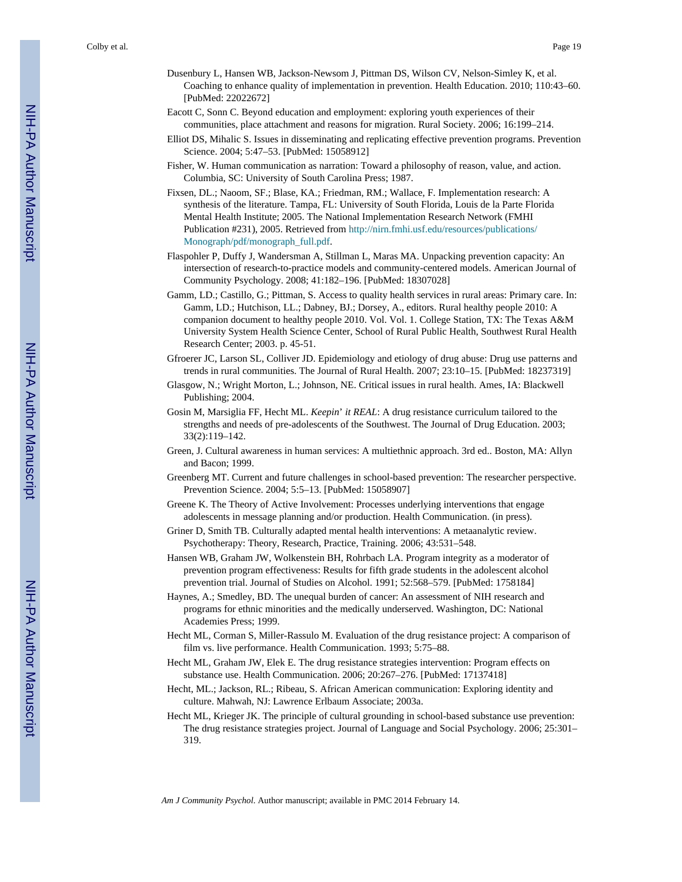Dusenbury L, Hansen WB, Jackson-Newsom J, Pittman DS, Wilson CV, Nelson-Simley K, et al. Coaching to enhance quality of implementation in prevention. Health Education. 2010; 110:43–60. [PubMed: 22022672]

Eacott C, Sonn C. Beyond education and employment: exploring youth experiences of their communities, place attachment and reasons for migration. Rural Society. 2006; 16:199–214.

Elliot DS, Mihalic S. Issues in disseminating and replicating effective prevention programs. Prevention Science. 2004; 5:47–53. [PubMed: 15058912]

Fisher, W. Human communication as narration: Toward a philosophy of reason, value, and action. Columbia, SC: University of South Carolina Press; 1987.

Fixsen, DL.; Naoom, SF.; Blase, KA.; Friedman, RM.; Wallace, F. Implementation research: A synthesis of the literature. Tampa, FL: University of South Florida, Louis de la Parte Florida Mental Health Institute; 2005. The National Implementation Research Network (FMHI Publication #231), 2005. Retrieved from http://nirn.fmhi.usf.edu/resources/publications/Monograph/pdf/monograph_full.pdf.

Flaspohler P, Duffy J, Wandersman A, Stillman L, Maras MA. Unpacking prevention capacity: An intersection of research-to-practice models and community-centered models. American Journal of Community Psychology. 2008; 41:182–196. [PubMed: 18307028]

Gamm, LD.; Castillo, G.; Pittman, S. Access to quality health services in rural areas: Primary care. In: Gamm, LD.; Hutchison, LL.; Dabney, BJ.; Dorsey, A., editors. Rural healthy people 2010: A companion document to healthy people 2010. Vol. Vol. 1. College Station, TX: The Texas A&M University System Health Science Center, School of Rural Public Health, Southwest Rural Health Research Center; 2003. p. 45-51.

Gfroerer JC, Larson SL, Colliver JD. Epidemiology and etiology of drug abuse: Drug use patterns and trends in rural communities. The Journal of Rural Health. 2007; 23:10–15. [PubMed: 18237319]

Glasgow, N.; Wright Morton, L.; Johnson, NE. Critical issues in rural health. Ames, IA: Blackwell Publishing; 2004.

Gosin M, Marsiglia FF, Hecht ML. *Keepin' it REAL*: A drug resistance curriculum tailored to the strengths and needs of pre-adolescents of the Southwest. The Journal of Drug Education. 2003; 33(2):119–142.

Green, J. Cultural awareness in human services: A multiethnic approach. 3rd ed.. Boston, MA: Allyn and Bacon; 1999.

Greenberg MT. Current and future challenges in school-based prevention: The researcher perspective. Prevention Science. 2004; 5:5–13. [PubMed: 15058907]

Greene K. The Theory of Active Involvement: Processes underlying interventions that engage adolescents in message planning and/or production. Health Communication. (in press).

Griner D, Smith TB. Culturally adapted mental health interventions: A metaanalytic review. Psychotherapy: Theory, Research, Practice, Training. 2006; 43:531–548.

Hansen WB, Graham JW, Wolkenstein BH, Rohrbach LA. Program integrity as a moderator of prevention program effectiveness: Results for fifth grade students in the adolescent alcohol prevention trial. Journal of Studies on Alcohol. 1991; 52:568–579. [PubMed: 1758184]

Haynes, A.; Smedley, BD. The unequal burden of cancer: An assessment of NIH research and programs for ethnic minorities and the medically underserved. Washington, DC: National Academies Press; 1999.

Hecht ML, Corman S, Miller-Rassulo M. Evaluation of the drug resistance project: A comparison of film vs. live performance. Health Communication. 1993; 5:75–88.

Hecht ML, Graham JW, Elek E. The drug resistance strategies intervention: Program effects on substance use. Health Communication. 2006; 20:267–276. [PubMed: 17137418]

Hecht, ML.; Jackson, RL.; Ribeau, S. African American communication: Exploring identity and culture. Mahwah, NJ: Lawrence Erlbaum Associate; 2003a.

Hecht ML, Krieger JK. The principle of cultural grounding in school-based substance use prevention: The drug resistance strategies project. Journal of Language and Social Psychology. 2006; 25:301–319.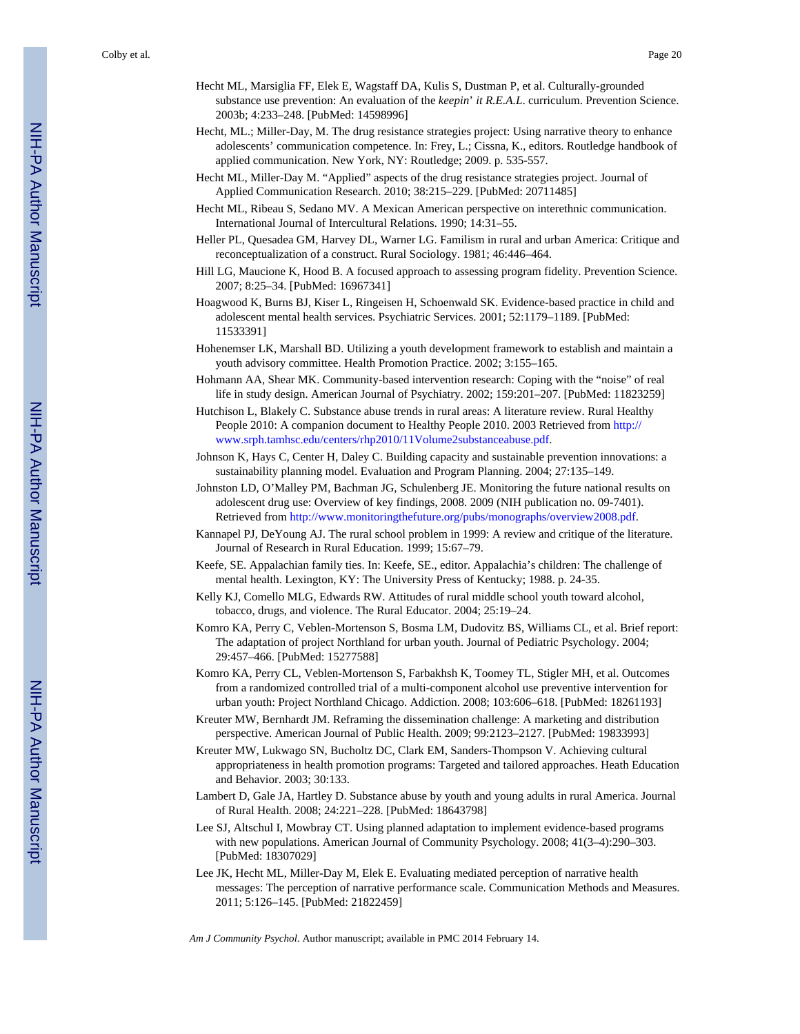Hecht ML, Marsiglia FF, Elek E, Wagstaff DA, Kulis S, Dustman P, et al. Culturally-grounded substance use prevention: An evaluation of the *keepin' it R.E.A.L.* curriculum. Prevention Science. 2003b; 4:233–248. [PubMed: 14598996]

Hecht, ML.; Miller-Day, M. The drug resistance strategies project: Using narrative theory to enhance adolescents' communication competence. In: Frey, L.; Cissna, K., editors. Routledge handbook of applied communication. New York, NY: Routledge; 2009. p. 535-557.

Hecht ML, Miller-Day M. "Applied" aspects of the drug resistance strategies project. Journal of Applied Communication Research. 2010; 38:215–229. [PubMed: 20711485]

Hecht ML, Ribeau S, Sedano MV. A Mexican American perspective on interethnic communication. International Journal of Intercultural Relations. 1990; 14:31–55.

Heller PL, Quesadea GM, Harvey DL, Warner LG. Familism in rural and urban America: Critique and reconceptualization of a construct. Rural Sociology. 1981; 46:446–464.

Hill LG, Maucione K, Hood B. A focused approach to assessing program fidelity. Prevention Science. 2007; 8:25–34. [PubMed: 16967341]

Hoagwood K, Burns BJ, Kiser L, Ringeisen H, Schoenwald SK. Evidence-based practice in child and adolescent mental health services. Psychiatric Services. 2001; 52:1179–1189. [PubMed: 11533391]

Hohenemser LK, Marshall BD. Utilizing a youth development framework to establish and maintain a youth advisory committee. Health Promotion Practice. 2002; 3:155–165.

Hohmann AA, Shear MK. Community-based intervention research: Coping with the "noise" of real life in study design. American Journal of Psychiatry. 2002; 159:201–207. [PubMed: 11823259]

Hutchison L, Blakely C. Substance abuse trends in rural areas: A literature review. Rural Healthy People 2010: A companion document to Healthy People 2010. 2003 Retrieved from http://www.srph.tamhsc.edu/centers/rhp2010/11Volume2substanceabuse.pdf.

Johnson K, Hays C, Center H, Daley C. Building capacity and sustainable prevention innovations: a sustainability planning model. Evaluation and Program Planning. 2004; 27:135–149.

Johnston LD, O'Malley PM, Bachman JG, Schulenberg JE. Monitoring the future national results on adolescent drug use: Overview of key findings, 2008. 2009 (NIH publication no. 09-7401). Retrieved from http://www.monitoringthefuture.org/pubs/monographs/overview2008.pdf.

Kannapel PJ, DeYoung AJ. The rural school problem in 1999: A review and critique of the literature. Journal of Research in Rural Education. 1999; 15:67–79.

Keefe, SE. Appalachian family ties. In: Keefe, SE., editor. Appalachia's children: The challenge of mental health. Lexington, KY: The University Press of Kentucky; 1988. p. 24-35.

Kelly KJ, Comello MLG, Edwards RW. Attitudes of rural middle school youth toward alcohol, tobacco, drugs, and violence. The Rural Educator. 2004; 25:19–24.

Komro KA, Perry C, Veblen-Mortenson S, Bosma LM, Dudovitz BS, Williams CL, et al. Brief report: The adaptation of project Northland for urban youth. Journal of Pediatric Psychology. 2004; 29:457–466. [PubMed: 15277588]

Komro KA, Perry CL, Veblen-Mortenson S, Farbakhsh K, Toomey TL, Stigler MH, et al. Outcomes from a randomized controlled trial of a multi-component alcohol use preventive intervention for urban youth: Project Northland Chicago. Addiction. 2008; 103:606–618. [PubMed: 18261193]

Kreuter MW, Bernhardt JM. Reframing the dissemination challenge: A marketing and distribution perspective. American Journal of Public Health. 2009; 99:2123–2127. [PubMed: 19833993]

Kreuter MW, Lukwago SN, Bucholtz DC, Clark EM, Sanders-Thompson V. Achieving cultural appropriateness in health promotion programs: Targeted and tailored approaches. Heath Education and Behavior. 2003; 30:133.

Lambert D, Gale JA, Hartley D. Substance abuse by youth and young adults in rural America. Journal of Rural Health. 2008; 24:221–228. [PubMed: 18643798]

Lee SJ, Altschul I, Mowbray CT. Using planned adaptation to implement evidence-based programs with new populations. American Journal of Community Psychology. 2008; 41(3–4):290–303. [PubMed: 18307029]

Lee JK, Hecht ML, Miller-Day M, Elek E. Evaluating mediated perception of narrative health messages: The perception of narrative performance scale. Communication Methods and Measures. 2011; 5:126–145. [PubMed: 21822459]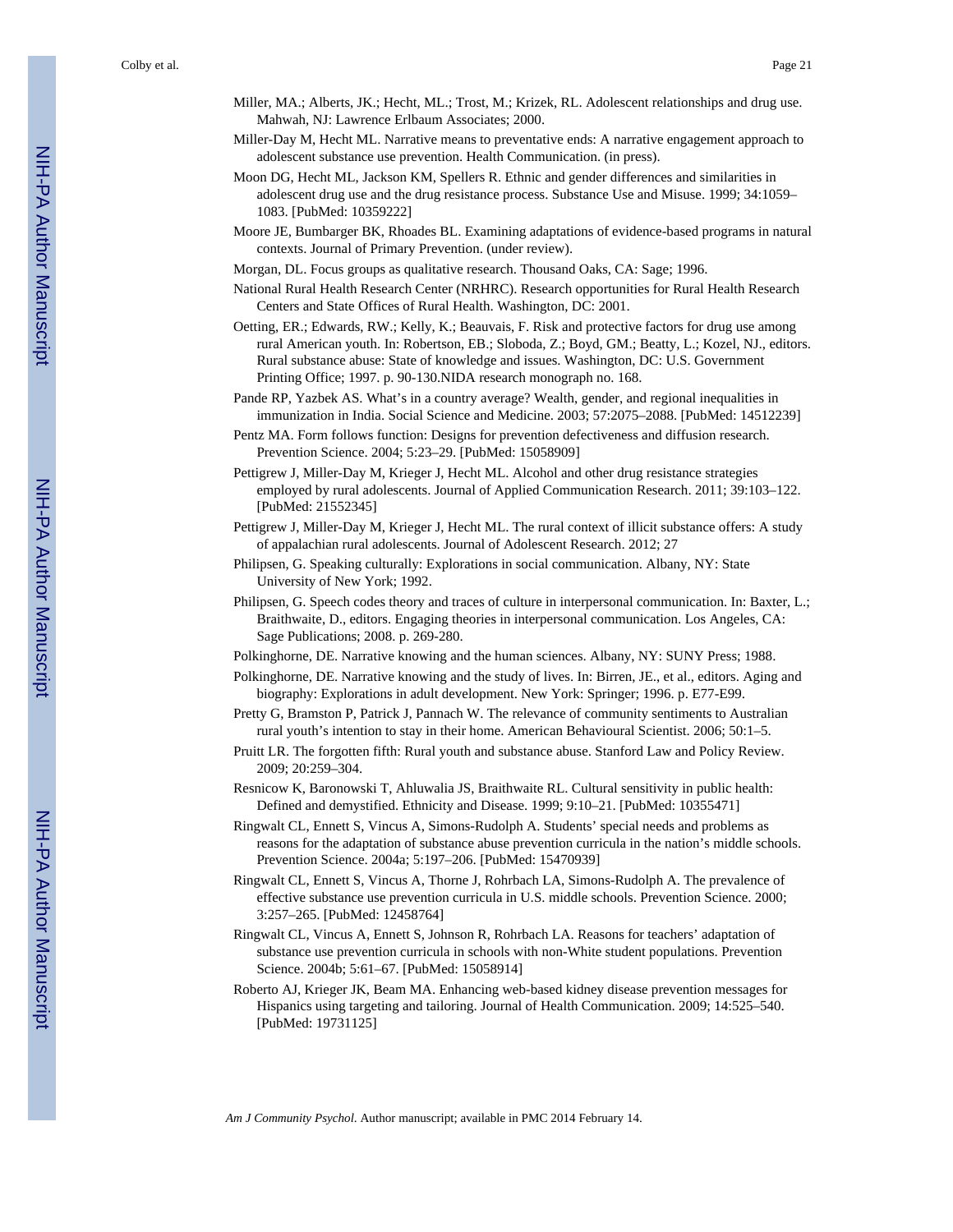Miller, MA.; Alberts, JK.; Hecht, ML.; Trost, M.; Krizek, RL. Adolescent relationships and drug use. Mahwah, NJ: Lawrence Erlbaum Associates; 2000.

Miller-Day M, Hecht ML. Narrative means to preventative ends: A narrative engagement approach to adolescent substance use prevention. Health Communication. (in press).

Moon DG, Hecht ML, Jackson KM, Spellers R. Ethnic and gender differences and similarities in adolescent drug use and the drug resistance process. Substance Use and Misuse. 1999; 34:1059–1083. [PubMed: 10359222]

Moore JE, Bumbarger BK, Rhoades BL. Examining adaptations of evidence-based programs in natural contexts. Journal of Primary Prevention. (under review).

Morgan, DL. Focus groups as qualitative research. Thousand Oaks, CA: Sage; 1996.

National Rural Health Research Center (NRHRC). Research opportunities for Rural Health Research Centers and State Offices of Rural Health. Washington, DC: 2001.

Oetting, ER.; Edwards, RW.; Kelly, K.; Beauvais, F. Risk and protective factors for drug use among rural American youth. In: Robertson, EB.; Sloboda, Z.; Boyd, GM.; Beatty, L.; Kozel, NJ., editors. Rural substance abuse: State of knowledge and issues. Washington, DC: U.S. Government Printing Office; 1997. p. 90-130.NIDA research monograph no. 168.

Pande RP, Yazbek AS. What's in a country average? Wealth, gender, and regional inequalities in immunization in India. Social Science and Medicine. 2003; 57:2075–2088. [PubMed: 14512239]

Pentz MA. Form follows function: Designs for prevention defectiveness and diffusion research. Prevention Science. 2004; 5:23–29. [PubMed: 15058909]

Pettigrew J, Miller-Day M, Krieger J, Hecht ML. Alcohol and other drug resistance strategies employed by rural adolescents. Journal of Applied Communication Research. 2011; 39:103–122. [PubMed: 21552345]

Pettigrew J, Miller-Day M, Krieger J, Hecht ML. The rural context of illicit substance offers: A study of appalachian rural adolescents. Journal of Adolescent Research. 2012; 27

Philipsen, G. Speaking culturally: Explorations in social communication. Albany, NY: State University of New York; 1992.

Philipsen, G. Speech codes theory and traces of culture in interpersonal communication. In: Baxter, L.; Braithwaite, D., editors. Engaging theories in interpersonal communication. Los Angeles, CA: Sage Publications; 2008. p. 269-280.

Polkinghorne, DE. Narrative knowing and the human sciences. Albany, NY: SUNY Press; 1988.

Polkinghorne, DE. Narrative knowing and the study of lives. In: Birren, JE., et al., editors. Aging and biography: Explorations in adult development. New York: Springer; 1996. p. E77-E99.

Pretty G, Bramston P, Patrick J, Pannach W. The relevance of community sentiments to Australian rural youth's intention to stay in their home. American Behavioural Scientist. 2006; 50:1–5.

Pruitt LR. The forgotten fifth: Rural youth and substance abuse. Stanford Law and Policy Review. 2009; 20:259–304.

Resnicow K, Baronowski T, Ahluwalia JS, Braithwaite RL. Cultural sensitivity in public health: Defined and demystified. Ethnicity and Disease. 1999; 9:10–21. [PubMed: 10355471]

Ringwalt CL, Ennett S, Vincus A, Simons-Rudolph A. Students' special needs and problems as reasons for the adaptation of substance abuse prevention curricula in the nation's middle schools. Prevention Science. 2004a; 5:197–206. [PubMed: 15470939]

Ringwalt CL, Ennett S, Vincus A, Thorne J, Rohrbach LA, Simons-Rudolph A. The prevalence of effective substance use prevention curricula in U.S. middle schools. Prevention Science. 2000; 3:257–265. [PubMed: 12458764]

Ringwalt CL, Vincus A, Ennett S, Johnson R, Rohrbach LA. Reasons for teachers' adaptation of substance use prevention curricula in schools with non-White student populations. Prevention Science. 2004b; 5:61–67. [PubMed: 15058914]

Roberto AJ, Krieger JK, Beam MA. Enhancing web-based kidney disease prevention messages for Hispanics using targeting and tailoring. Journal of Health Communication. 2009; 14:525–540. [PubMed: 19731125]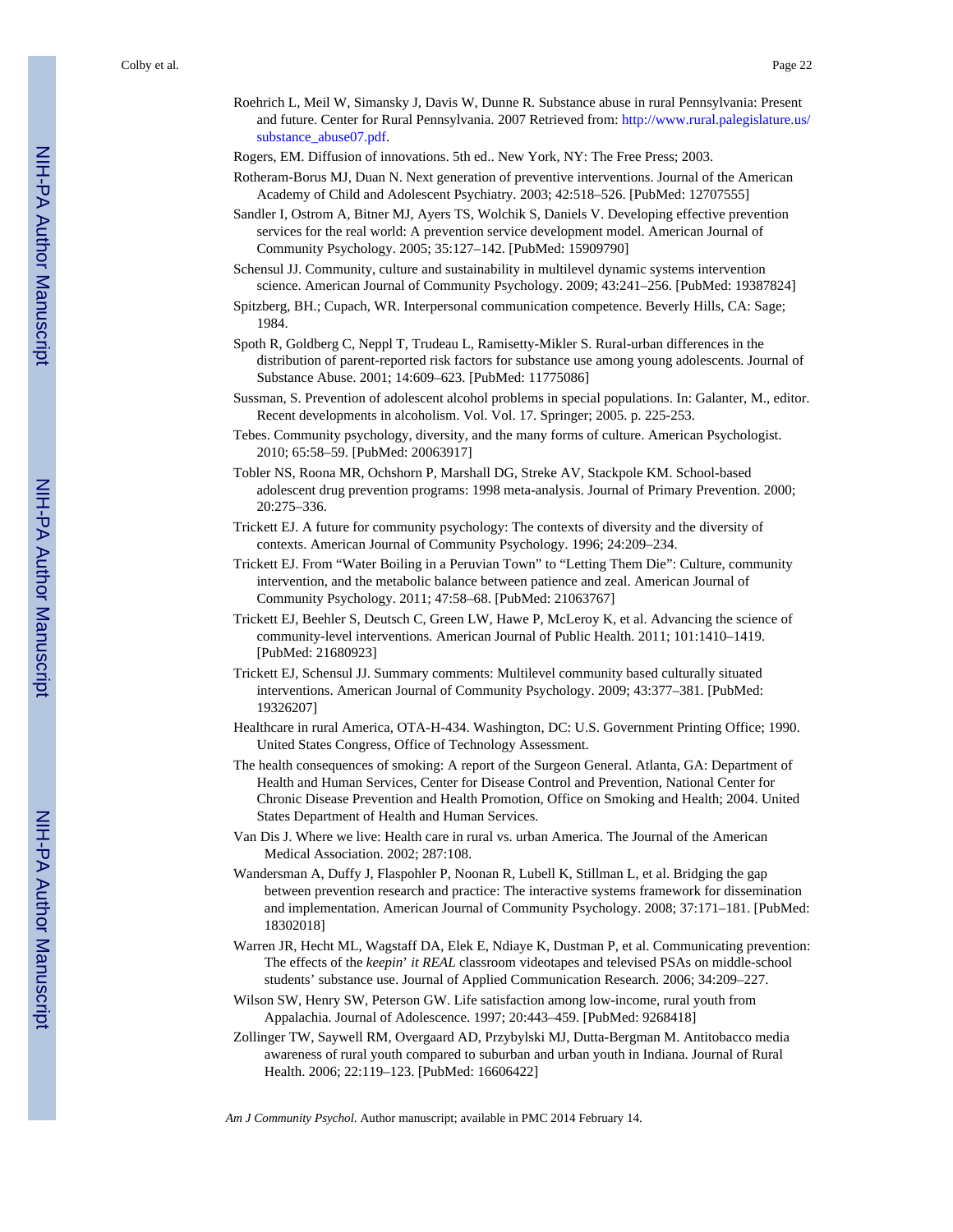Roehrich L, Meil W, Simansky J, Davis W, Dunne R. Substance abuse in rural Pennsylvania: Present and future. Center for Rural Pennsylvania. 2007 Retrieved from: http://www.rural.palegislature.us/substance_abuse07.pdf.

Rogers, EM. Diffusion of innovations. 5th ed.. New York, NY: The Free Press; 2003.

Rotheram-Borus MJ, Duan N. Next generation of preventive interventions. Journal of the American Academy of Child and Adolescent Psychiatry. 2003; 42:518–526. [PubMed: 12707555]

Sandler I, Ostrom A, Bitner MJ, Ayers TS, Wolchik S, Daniels V. Developing effective prevention services for the real world: A prevention service development model. American Journal of Community Psychology. 2005; 35:127–142. [PubMed: 15909790]

Schensul JJ. Community, culture and sustainability in multilevel dynamic systems intervention science. American Journal of Community Psychology. 2009; 43:241–256. [PubMed: 19387824]

Spitzberg, BH.; Cupach, WR. Interpersonal communication competence. Beverly Hills, CA: Sage; 1984.

Spoth R, Goldberg C, Neppl T, Trudeau L, Ramisetty-Mikler S. Rural-urban differences in the distribution of parent-reported risk factors for substance use among young adolescents. Journal of Substance Abuse. 2001; 14:609–623. [PubMed: 11775086]

Sussman, S. Prevention of adolescent alcohol problems in special populations. In: Galanter, M., editor. Recent developments in alcoholism. Vol. Vol. 17. Springer; 2005. p. 225-253.

Tebes. Community psychology, diversity, and the many forms of culture. American Psychologist. 2010; 65:58–59. [PubMed: 20063917]

Tobler NS, Roona MR, Ochshorn P, Marshall DG, Streke AV, Stackpole KM. School-based adolescent drug prevention programs: 1998 meta-analysis. Journal of Primary Prevention. 2000; 20:275–336.

Trickett EJ. A future for community psychology: The contexts of diversity and the diversity of contexts. American Journal of Community Psychology. 1996; 24:209–234.

Trickett EJ. From "Water Boiling in a Peruvian Town" to "Letting Them Die": Culture, community intervention, and the metabolic balance between patience and zeal. American Journal of Community Psychology. 2011; 47:58–68. [PubMed: 21063767]

Trickett EJ, Beehler S, Deutsch C, Green LW, Hawe P, McLeroy K, et al. Advancing the science of community-level interventions. American Journal of Public Health. 2011; 101:1410–1419. [PubMed: 21680923]

Trickett EJ, Schensul JJ. Summary comments: Multilevel community based culturally situated interventions. American Journal of Community Psychology. 2009; 43:377–381. [PubMed: 19326207]

Healthcare in rural America, OTA-H-434. Washington, DC: U.S. Government Printing Office; 1990. United States Congress, Office of Technology Assessment.

The health consequences of smoking: A report of the Surgeon General. Atlanta, GA: Department of Health and Human Services, Center for Disease Control and Prevention, National Center for Chronic Disease Prevention and Health Promotion, Office on Smoking and Health; 2004. United States Department of Health and Human Services.

Van Dis J. Where we live: Health care in rural vs. urban America. The Journal of the American Medical Association. 2002; 287:108.

Wandersman A, Duffy J, Flaspohler P, Noonan R, Lubell K, Stillman L, et al. Bridging the gap between prevention research and practice: The interactive systems framework for dissemination and implementation. American Journal of Community Psychology. 2008; 37:171–181. [PubMed: 18302018]

Warren JR, Hecht ML, Wagstaff DA, Elek E, Ndiaye K, Dustman P, et al. Communicating prevention: The effects of the *keepin' it REAL* classroom videotapes and televised PSAs on middle-school students' substance use. Journal of Applied Communication Research. 2006; 34:209–227.

Wilson SW, Henry SW, Peterson GW. Life satisfaction among low-income, rural youth from Appalachia. Journal of Adolescence. 1997; 20:443–459. [PubMed: 9268418]

Zollinger TW, Saywell RM, Overgaard AD, Przybylski MJ, Dutta-Bergman M. Antitobacco media awareness of rural youth compared to suburban and urban youth in Indiana. Journal of Rural Health. 2006; 22:119–123. [PubMed: 16606422]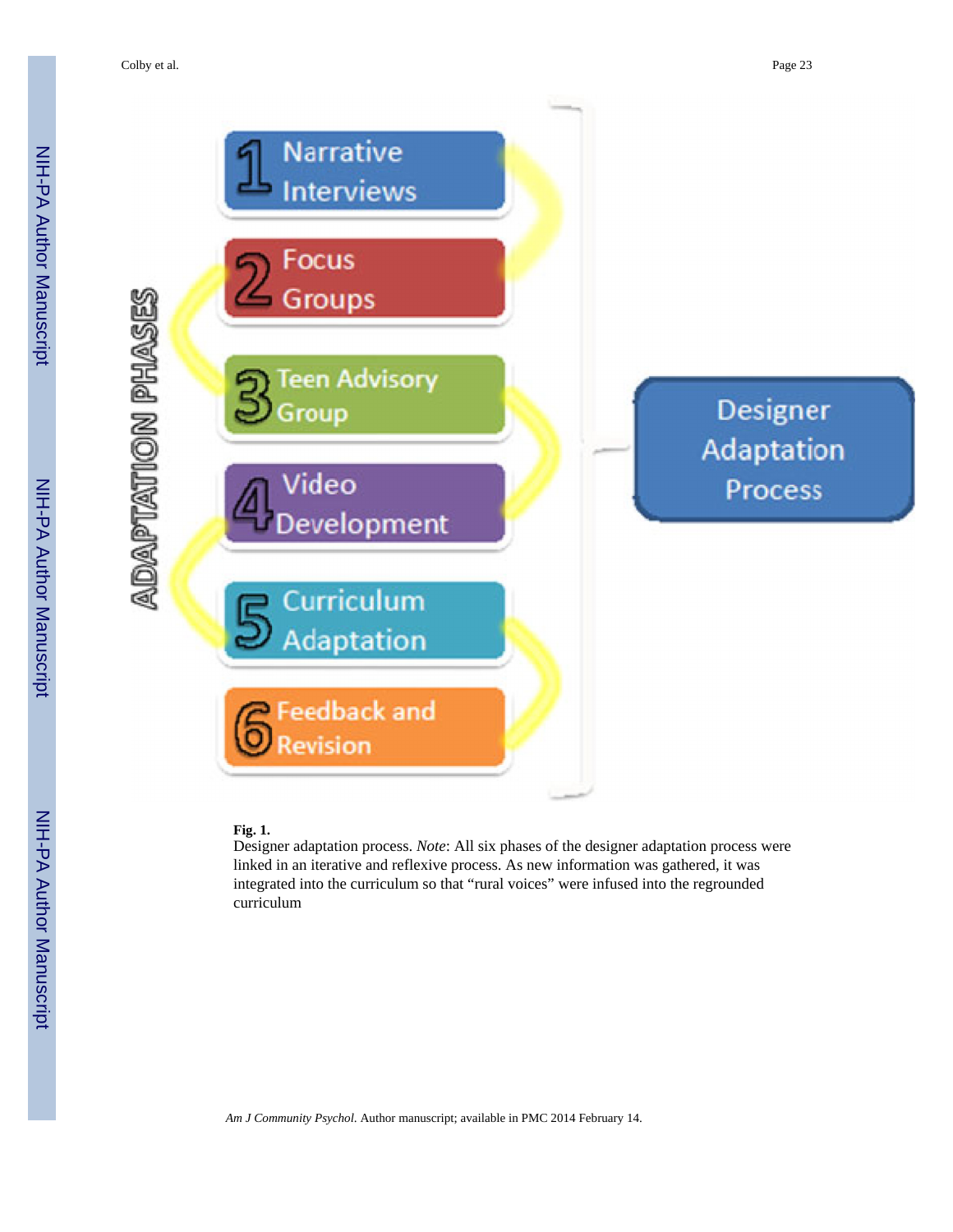ADAPTATION PHASES

1 Narrative Interviews

2 Focus Groups

3 Teen Advisory Group

4 Video Development

5 Curriculum Adaptation

6 Feedback and Revision

Designer Adaptation Process

**Fig. 1.**

Designer adaptation process. *Note*: All six phases of the designer adaptation process were linked in an iterative and reflexive process. As new information was gathered, it was integrated into the curriculum so that "rural voices" were infused into the regrounded curriculum